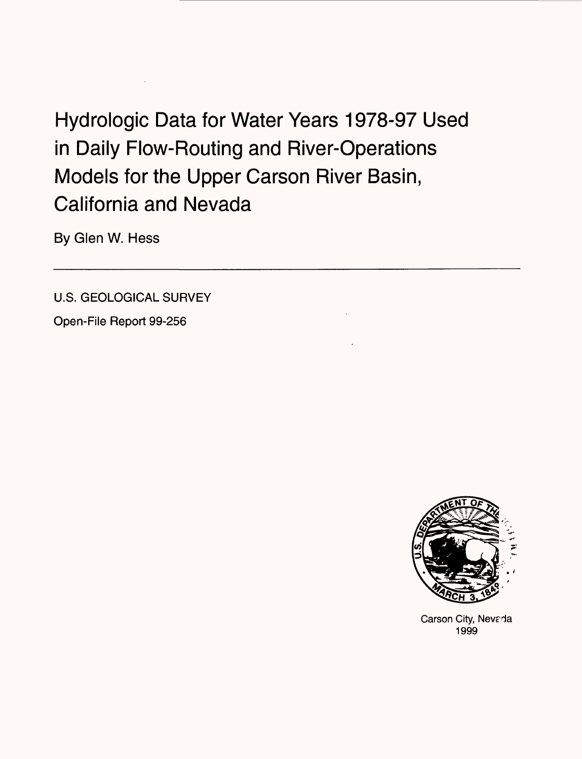# Hydrologic Data for Water Years 1978-97 Used in Daily Flow-Routing and River-Operations Models for the Upper Carson River Basin, California and Nevada

By Glen W. Hess

---

U.S. GEOLOGICAL SURVEY

Open-File Report 99-256

Carson City, Nevada
1999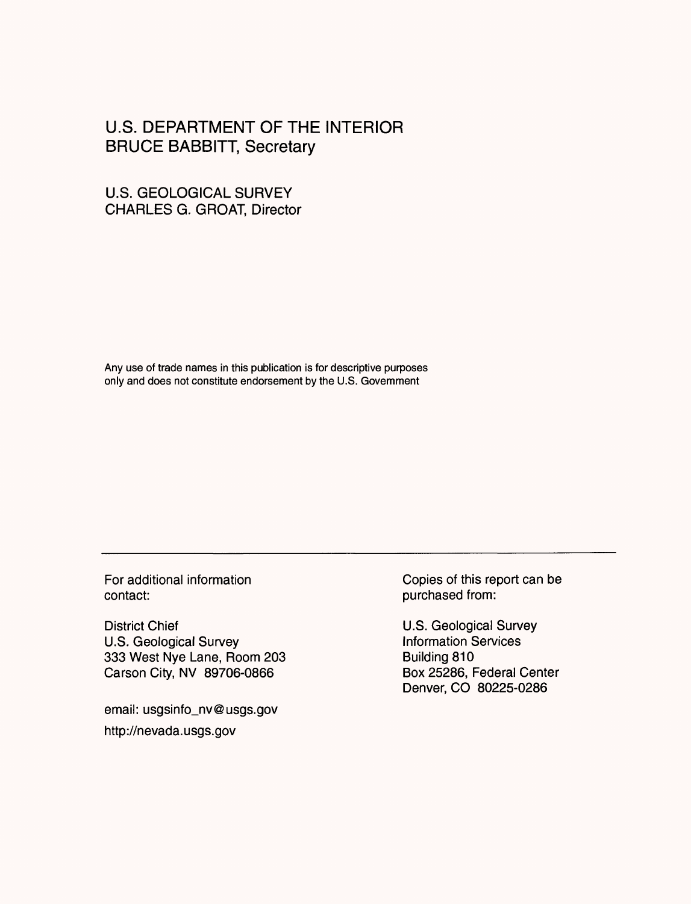U.S. DEPARTMENT OF THE INTERIOR
BRUCE BABBITT, Secretary

U.S. GEOLOGICAL SURVEY
CHARLES G. GROAT, Director

Any use of trade names in this publication is for descriptive purposes only and does not constitute endorsement by the U.S. Government

---

For additional information contact:

District Chief
U.S. Geological Survey
333 West Nye Lane, Room 203
Carson City, NV 89706-0866

email: usgsinfo_nv@usgs.gov
http://nevada.usgs.gov

Copies of this report can be purchased from:

U.S. Geological Survey
Information Services
Building 810
Box 25286, Federal Center
Denver, CO 80225-0286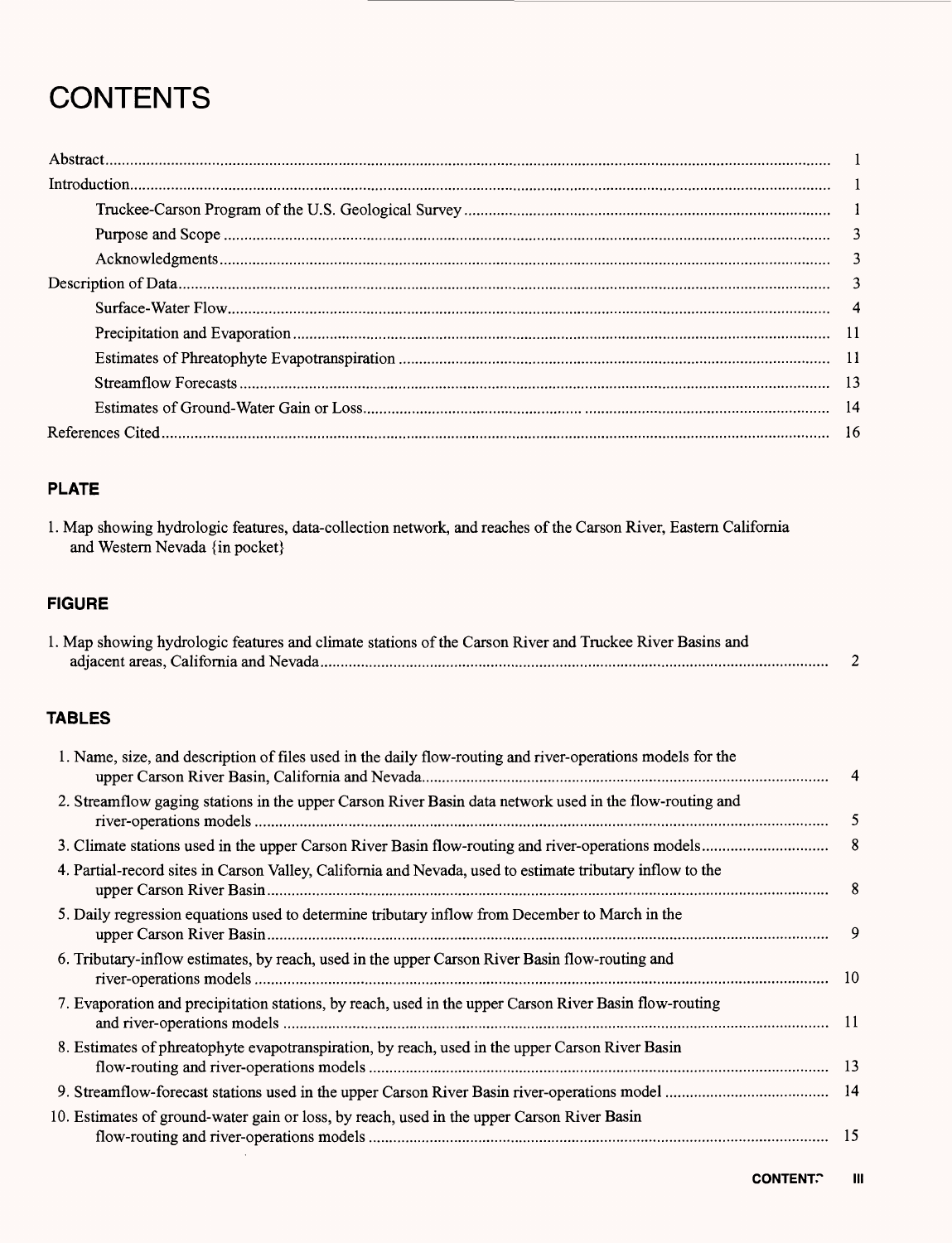# CONTENTS

| | |
|---|---|
| Abstract | 1 |
| Introduction | 1 |
| Truckee-Carson Program of the U.S. Geological Survey | 1 |
| Purpose and Scope | 3 |
| Acknowledgments | 3 |
| Description of Data | 3 |
| Surface-Water Flow | 4 |
| Precipitation and Evaporation | 11 |
| Estimates of Phreatophyte Evapotranspiration | 11 |
| Streamflow Forecasts | 13 |
| Estimates of Ground-Water Gain or Loss | 14 |
| References Cited | 16 |

## PLATE

1. Map showing hydrologic features, data-collection network, and reaches of the Carson River, Eastern California and Western Nevada {in pocket}

## FIGURE

1. Map showing hydrologic features and climate stations of the Carson River and Truckee River Basins and adjacent areas, California and Nevada ... 2

## TABLES

1. Name, size, and description of files used in the daily flow-routing and river-operations models for the upper Carson River Basin, California and Nevada ... 4
2. Streamflow gaging stations in the upper Carson River Basin data network used in the flow-routing and river-operations models ... 5
3. Climate stations used in the upper Carson River Basin flow-routing and river-operations models ... 8
4. Partial-record sites in Carson Valley, California and Nevada, used to estimate tributary inflow to the upper Carson River Basin ... 8
5. Daily regression equations used to determine tributary inflow from December to March in the upper Carson River Basin ... 9
6. Tributary-inflow estimates, by reach, used in the upper Carson River Basin flow-routing and river-operations models ... 10
7. Evaporation and precipitation stations, by reach, used in the upper Carson River Basin flow-routing and river-operations models ... 11
8. Estimates of phreatophyte evapotranspiration, by reach, used in the upper Carson River Basin flow-routing and river-operations models ... 13
9. Streamflow-forecast stations used in the upper Carson River Basin river-operations model ... 14
10. Estimates of ground-water gain or loss, by reach, used in the upper Carson River Basin flow-routing and river-operations models ... 15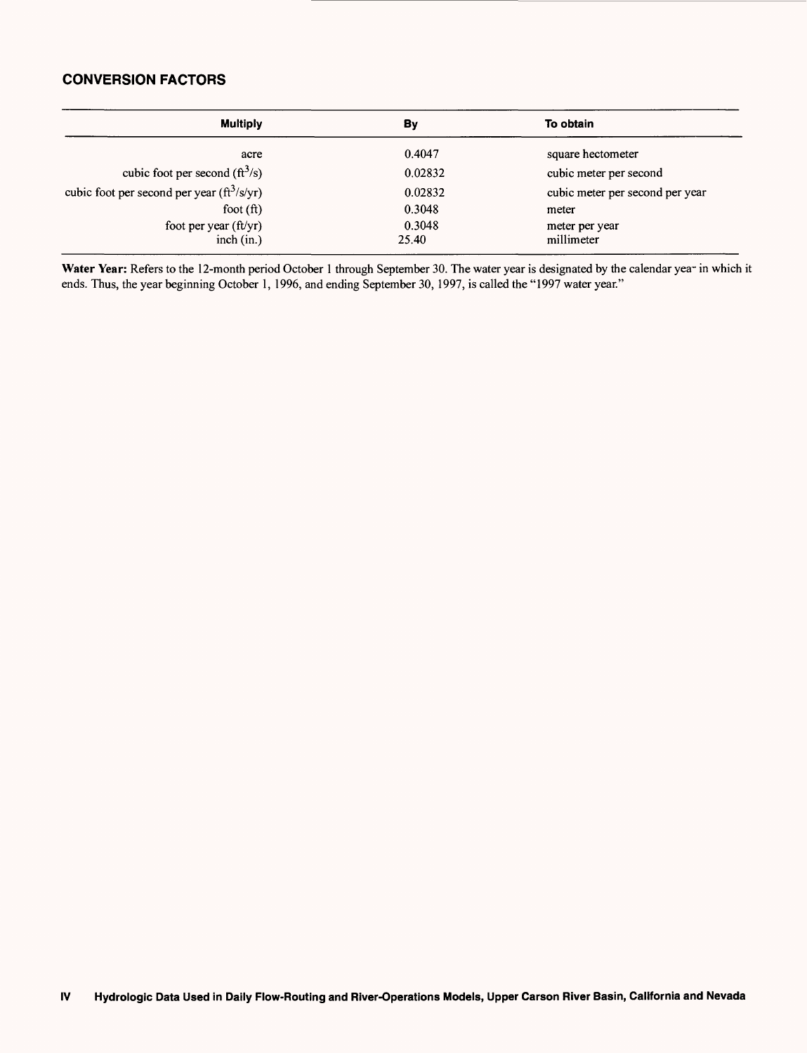## CONVERSION FACTORS

| Multiply | By | To obtain |
|---|---|---|
| acre | 0.4047 | square hectometer |
| cubic foot per second ($ft^3/s$) | 0.02832 | cubic meter per second |
| cubic foot per second per year ($ft^3/s/yr$) | 0.02832 | cubic meter per second per year |
| foot (ft) | 0.3048 | meter |
| foot per year (ft/yr) | 0.3048 | meter per year |
| inch (in.) | 25.40 | millimeter |

**Water Year:** Refers to the 12-month period October 1 through September 30. The water year is designated by the calendar year in which it ends. Thus, the year beginning October 1, 1996, and ending September 30, 1997, is called the "1997 water year."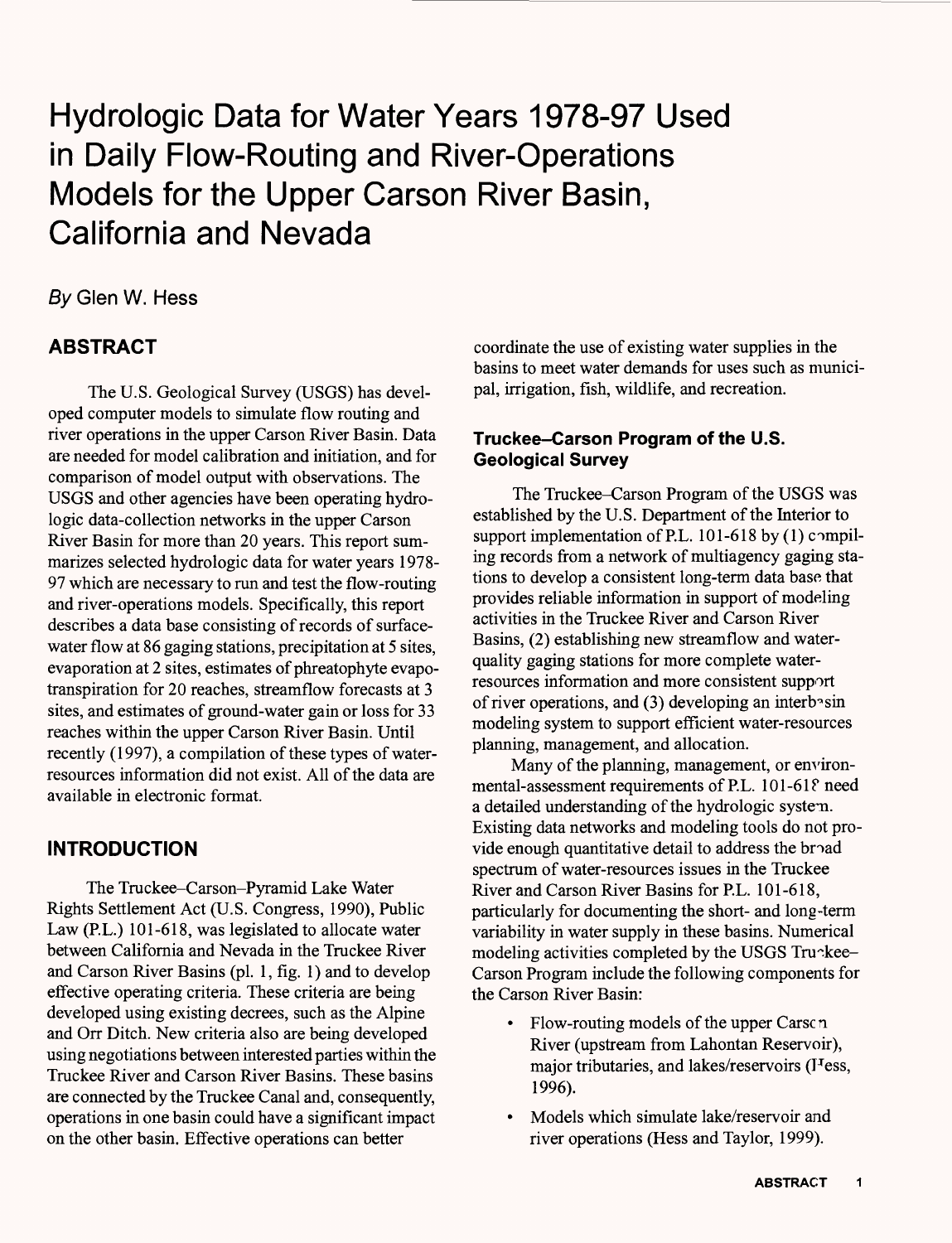# Hydrologic Data for Water Years 1978-97 Used in Daily Flow-Routing and River-Operations Models for the Upper Carson River Basin, California and Nevada

*By* Glen W. Hess

## ABSTRACT

The U.S. Geological Survey (USGS) has developed computer models to simulate flow routing and river operations in the upper Carson River Basin. Data are needed for model calibration and initiation, and for comparison of model output with observations. The USGS and other agencies have been operating hydrologic data-collection networks in the upper Carson River Basin for more than 20 years. This report summarizes selected hydrologic data for water years 1978-97 which are necessary to run and test the flow-routing and river-operations models. Specifically, this report describes a data base consisting of records of surface-water flow at 86 gaging stations, precipitation at 5 sites, evaporation at 2 sites, estimates of phreatophyte evapotranspiration for 20 reaches, streamflow forecasts at 3 sites, and estimates of ground-water gain or loss for 33 reaches within the upper Carson River Basin. Until recently (1997), a compilation of these types of water-resources information did not exist. All of the data are available in electronic format.

## INTRODUCTION

The Truckee–Carson–Pyramid Lake Water Rights Settlement Act (U.S. Congress, 1990), Public Law (P.L.) 101-618, was legislated to allocate water between California and Nevada in the Truckee River and Carson River Basins (pl. 1, fig. 1) and to develop effective operating criteria. These criteria are being developed using existing decrees, such as the Alpine and Orr Ditch. New criteria also are being developed using negotiations between interested parties within the Truckee River and Carson River Basins. These basins are connected by the Truckee Canal and, consequently, operations in one basin could have a significant impact on the other basin. Effective operations can better coordinate the use of existing water supplies in the basins to meet water demands for uses such as municipal, irrigation, fish, wildlife, and recreation.

### Truckee–Carson Program of the U.S. Geological Survey

The Truckee–Carson Program of the USGS was established by the U.S. Department of the Interior to support implementation of P.L. 101-618 by (1) compiling records from a network of multiagency gaging stations to develop a consistent long-term data base that provides reliable information in support of modeling activities in the Truckee River and Carson River Basins, (2) establishing new streamflow and water-quality gaging stations for more complete water-resources information and more consistent support of river operations, and (3) developing an interbasin modeling system to support efficient water-resources planning, management, and allocation.

Many of the planning, management, or environmental-assessment requirements of P.L. 101-618 need a detailed understanding of the hydrologic system. Existing data networks and modeling tools do not provide enough quantitative detail to address the broad spectrum of water-resources issues in the Truckee River and Carson River Basins for P.L. 101-618, particularly for documenting the short- and long-term variability in water supply in these basins. Numerical modeling activities completed by the USGS Truckee–Carson Program include the following components for the Carson River Basin:

- Flow-routing models of the upper Carson River (upstream from Lahontan Reservoir), major tributaries, and lakes/reservoirs (Hess, 1996).
- Models which simulate lake/reservoir and river operations (Hess and Taylor, 1999).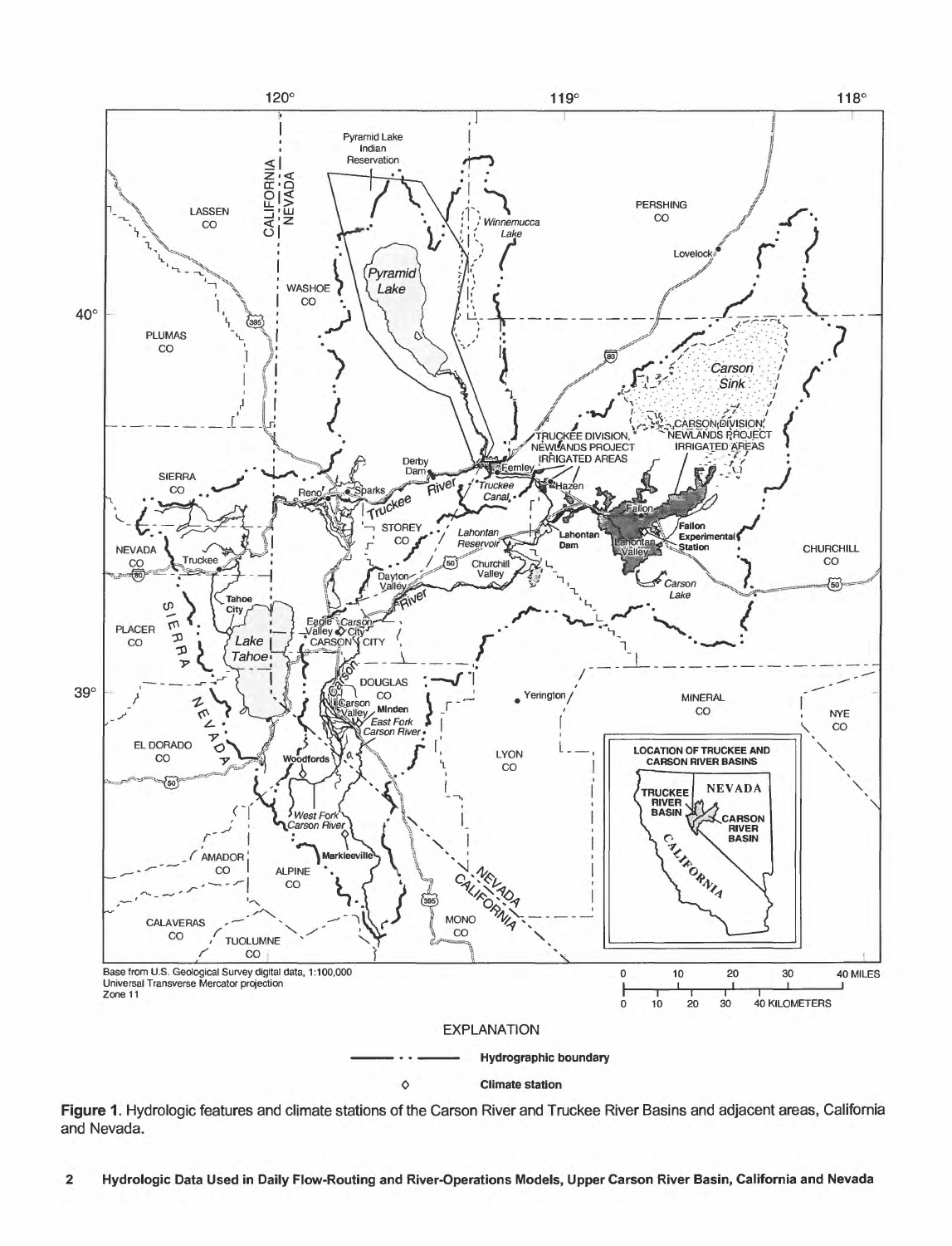**Figure 1**. Hydrologic features and climate stations of the Carson River and Truckee River Basins and adjacent areas, California and Nevada.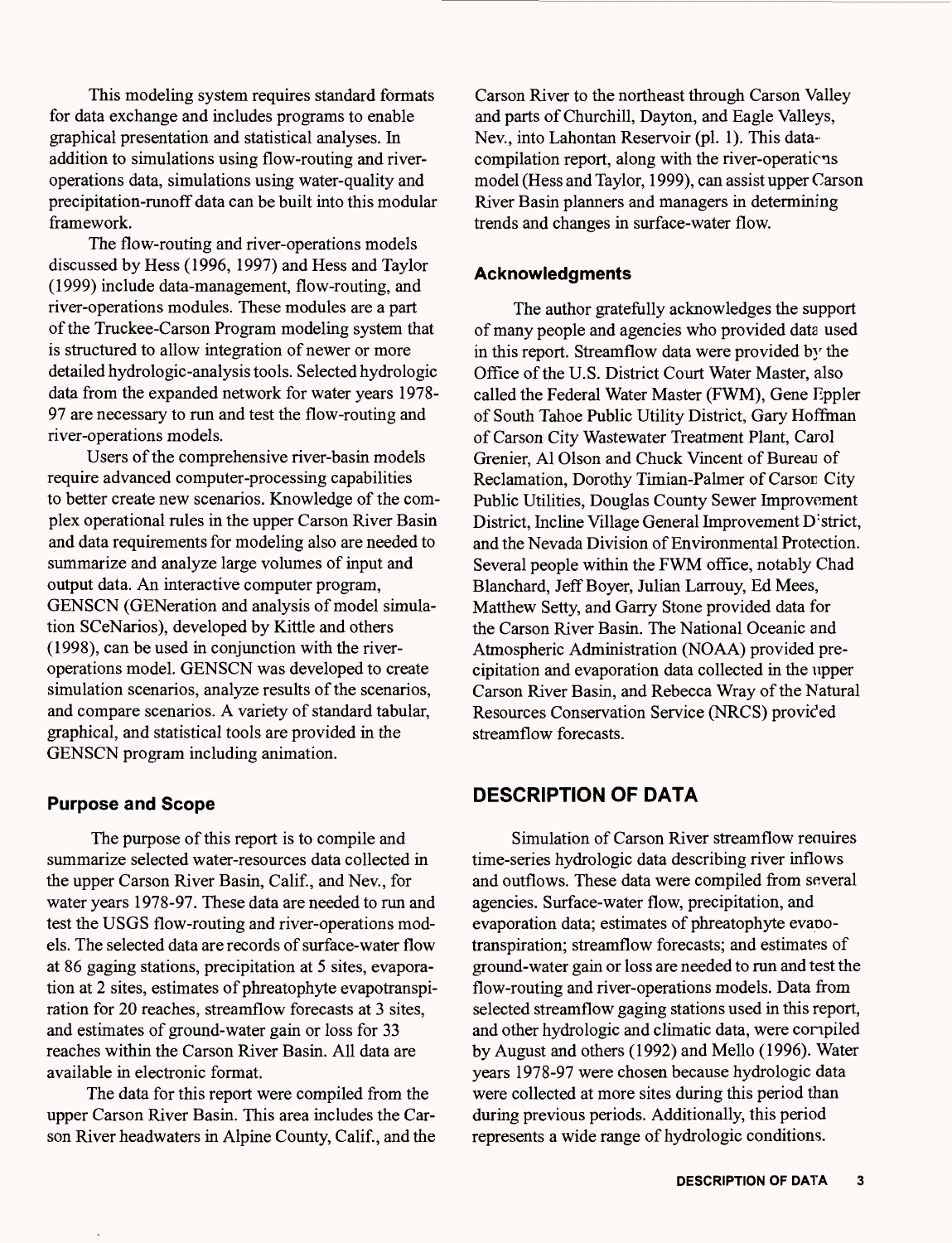This modeling system requires standard formats for data exchange and includes programs to enable graphical presentation and statistical analyses. In addition to simulations using flow-routing and river-operations data, simulations using water-quality and precipitation-runoff data can be built into this modular framework.

The flow-routing and river-operations models discussed by Hess (1996, 1997) and Hess and Taylor (1999) include data-management, flow-routing, and river-operations modules. These modules are a part of the Truckee-Carson Program modeling system that is structured to allow integration of newer or more detailed hydrologic-analysis tools. Selected hydrologic data from the expanded network for water years 1978-97 are necessary to run and test the flow-routing and river-operations models.

Users of the comprehensive river-basin models require advanced computer-processing capabilities to better create new scenarios. Knowledge of the complex operational rules in the upper Carson River Basin and data requirements for modeling also are needed to summarize and analyze large volumes of input and output data. An interactive computer program, GENSCN (GENeration and analysis of model simulation SCeNarios), developed by Kittle and others (1998), can be used in conjunction with the river-operations model. GENSCN was developed to create simulation scenarios, analyze results of the scenarios, and compare scenarios. A variety of standard tabular, graphical, and statistical tools are provided in the GENSCN program including animation.

### Purpose and Scope

The purpose of this report is to compile and summarize selected water-resources data collected in the upper Carson River Basin, Calif., and Nev., for water years 1978-97. These data are needed to run and test the USGS flow-routing and river-operations models. The selected data are records of surface-water flow at 86 gaging stations, precipitation at 5 sites, evaporation at 2 sites, estimates of phreatophyte evapotranspiration for 20 reaches, streamflow forecasts at 3 sites, and estimates of ground-water gain or loss for 33 reaches within the Carson River Basin. All data are available in electronic format.

The data for this report were compiled from the upper Carson River Basin. This area includes the Carson River headwaters in Alpine County, Calif., and the Carson River to the northeast through Carson Valley and parts of Churchill, Dayton, and Eagle Valleys, Nev., into Lahontan Reservoir (pl. 1). This data-compilation report, along with the river-operations model (Hess and Taylor, 1999), can assist upper Carson River Basin planners and managers in determining trends and changes in surface-water flow.

### Acknowledgments

The author gratefully acknowledges the support of many people and agencies who provided data used in this report. Streamflow data were provided by the Office of the U.S. District Court Water Master, also called the Federal Water Master (FWM), Gene Eppler of South Tahoe Public Utility District, Gary Hoffman of Carson City Wastewater Treatment Plant, Carol Grenier, Al Olson and Chuck Vincent of Bureau of Reclamation, Dorothy Timian-Palmer of Carson City Public Utilities, Douglas County Sewer Improvement District, Incline Village General Improvement District, and the Nevada Division of Environmental Protection. Several people within the FWM office, notably Chad Blanchard, Jeff Boyer, Julian Larrouy, Ed Mees, Matthew Setty, and Garry Stone provided data for the Carson River Basin. The National Oceanic and Atmospheric Administration (NOAA) provided precipitation and evaporation data collected in the upper Carson River Basin, and Rebecca Wray of the Natural Resources Conservation Service (NRCS) provided streamflow forecasts.

## DESCRIPTION OF DATA

Simulation of Carson River streamflow requires time-series hydrologic data describing river inflows and outflows. These data were compiled from several agencies. Surface-water flow, precipitation, and evaporation data; estimates of phreatophyte evapotranspiration; streamflow forecasts; and estimates of ground-water gain or loss are needed to run and test the flow-routing and river-operations models. Data from selected streamflow gaging stations used in this report, and other hydrologic and climatic data, were compiled by August and others (1992) and Mello (1996). Water years 1978-97 were chosen because hydrologic data were collected at more sites during this period than during previous periods. Additionally, this period represents a wide range of hydrologic conditions.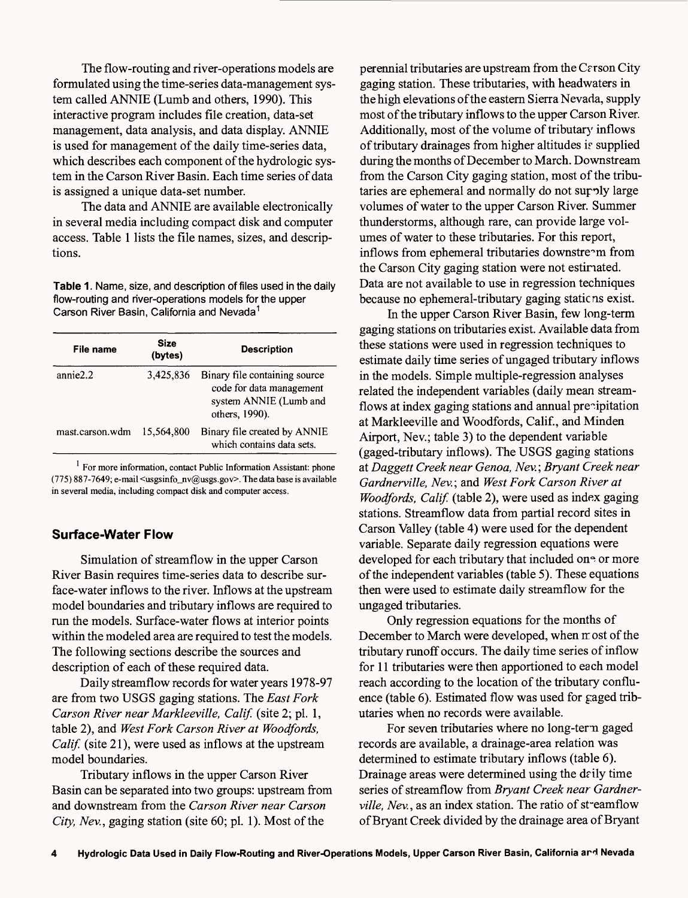The flow-routing and river-operations models are formulated using the time-series data-management system called ANNIE (Lumb and others, 1990). This interactive program includes file creation, data-set management, data analysis, and data display. ANNIE is used for management of the daily time-series data, which describes each component of the hydrologic system in the Carson River Basin. Each time series of data is assigned a unique data-set number.

The data and ANNIE are available electronically in several media including compact disk and computer access. Table 1 lists the file names, sizes, and descriptions.

**Table 1.** Name, size, and description of files used in the daily flow-routing and river-operations models for the upper Carson River Basin, California and Nevada[1]

| File name | Size (bytes) | Description |
|---|---|---|
| annie2.2 | 3,425,836 | Binary file containing source code for data management system ANNIE (Lumb and others, 1990). |
| mast.carson.wdm | 15,564,800 | Binary file created by ANNIE which contains data sets. |

[1] For more information, contact Public Information Assistant: phone (775) 887-7649; e-mail <usgsinfo_nv@usgs.gov>. The data base is available in several media, including compact disk and computer access.

## Surface-Water Flow

Simulation of streamflow in the upper Carson River Basin requires time-series data to describe surface-water inflows to the river. Inflows at the upstream model boundaries and tributary inflows are required to run the models. Surface-water flows at interior points within the modeled area are required to test the models. The following sections describe the sources and description of each of these required data.

Daily streamflow records for water years 1978-97 are from two USGS gaging stations. The *East Fork Carson River near Markleeville, Calif.* (site 2; pl. 1, table 2), and *West Fork Carson River at Woodfords, Calif.* (site 21), were used as inflows at the upstream model boundaries.

Tributary inflows in the upper Carson River Basin can be separated into two groups: upstream from and downstream from the *Carson River near Carson City, Nev.*, gaging station (site 60; pl. 1). Most of the perennial tributaries are upstream from the Carson City gaging station. These tributaries, with headwaters in the high elevations of the eastern Sierra Nevada, supply most of the tributary inflows to the upper Carson River. Additionally, most of the volume of tributary inflows of tributary drainages from higher altitudes is supplied during the months of December to March. Downstream from the Carson City gaging station, most of the tributaries are ephemeral and normally do not supply large volumes of water to the upper Carson River. Summer thunderstorms, although rare, can provide large volumes of water to these tributaries. For this report, inflows from ephemeral tributaries downstream from the Carson City gaging station were not estimated. Data are not available to use in regression techniques because no ephemeral-tributary gaging stations exist.

In the upper Carson River Basin, few long-term gaging stations on tributaries exist. Available data from these stations were used in regression techniques to estimate daily time series of ungaged tributary inflows in the models. Simple multiple-regression analyses related the independent variables (daily mean streamflows at index gaging stations and annual precipitation at Markleeville and Woodfords, Calif., and Minden Airport, Nev.; table 3) to the dependent variable (gaged-tributary inflows). The USGS gaging stations at *Daggett Creek near Genoa, Nev.*; *Bryant Creek near Gardnerville, Nev.*; and *West Fork Carson River at Woodfords, Calif.* (table 2), were used as index gaging stations. Streamflow data from partial record sites in Carson Valley (table 4) were used for the dependent variable. Separate daily regression equations were developed for each tributary that included one or more of the independent variables (table 5). These equations then were used to estimate daily streamflow for the ungaged tributaries.

Only regression equations for the months of December to March were developed, when most of the tributary runoff occurs. The daily time series of inflow for 11 tributaries were then apportioned to each model reach according to the location of the tributary confluence (table 6). Estimated flow was used for gaged tributaries when no records were available.

For seven tributaries where no long-term gaged records are available, a drainage-area relation was determined to estimate tributary inflows (table 6). Drainage areas were determined using the daily time series of streamflow from *Bryant Creek near Gardnerville, Nev.*, as an index station. The ratio of streamflow of Bryant Creek divided by the drainage area of Bryant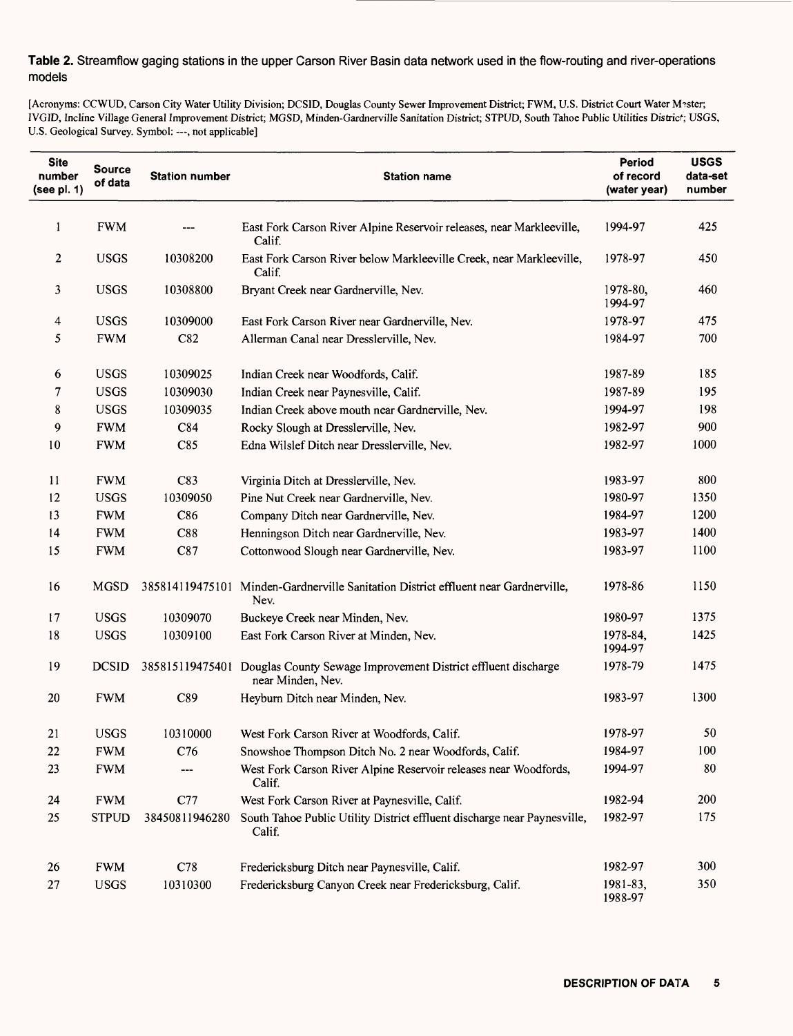**Table 2.** Streamflow gaging stations in the upper Carson River Basin data network used in the flow-routing and river-operations models

[Acronyms: CCWUD, Carson City Water Utility Division; DCSID, Douglas County Sewer Improvement District; FWM, U.S. District Court Water Master; IVGID, Incline Village General Improvement District; MGSD, Minden-Gardnerville Sanitation District; STPUD, South Tahoe Public Utilities District; USGS, U.S. Geological Survey. Symbol: ---, not applicable]

| Site number (see pl. 1) | Source of data | Station number | Station name | Period of record (water year) | USGS data-set number |
|---|---|---|---|---|---|
| 1 | FWM | --- | East Fork Carson River Alpine Reservoir releases, near Markleeville, Calif. | 1994-97 | 425 |
| 2 | USGS | 10308200 | East Fork Carson River below Markleeville Creek, near Markleeville, Calif. | 1978-97 | 450 |
| 3 | USGS | 10308800 | Bryant Creek near Gardnerville, Nev. | 1978-80, 1994-97 | 460 |
| 4 | USGS | 10309000 | East Fork Carson River near Gardnerville, Nev. | 1978-97 | 475 |
| 5 | FWM | C82 | Allerman Canal near Dresslerville, Nev. | 1984-97 | 700 |
| 6 | USGS | 10309025 | Indian Creek near Woodfords, Calif. | 1987-89 | 185 |
| 7 | USGS | 10309030 | Indian Creek near Paynesville, Calif. | 1987-89 | 195 |
| 8 | USGS | 10309035 | Indian Creek above mouth near Gardnerville, Nev. | 1994-97 | 198 |
| 9 | FWM | C84 | Rocky Slough at Dresslerville, Nev. | 1982-97 | 900 |
| 10 | FWM | C85 | Edna Wilslef Ditch near Dresslerville, Nev. | 1982-97 | 1000 |
| 11 | FWM | C83 | Virginia Ditch at Dresslerville, Nev. | 1983-97 | 800 |
| 12 | USGS | 10309050 | Pine Nut Creek near Gardnerville, Nev. | 1980-97 | 1350 |
| 13 | FWM | C86 | Company Ditch near Gardnerville, Nev. | 1984-97 | 1200 |
| 14 | FWM | C88 | Henningson Ditch near Gardnerville, Nev. | 1983-97 | 1400 |
| 15 | FWM | C87 | Cottonwood Slough near Gardnerville, Nev. | 1983-97 | 1100 |
| 16 | MGSD | 385814119475101 | Minden-Gardnerville Sanitation District effluent near Gardnerville, Nev. | 1978-86 | 1150 |
| 17 | USGS | 10309070 | Buckeye Creek near Minden, Nev. | 1980-97 | 1375 |
| 18 | USGS | 10309100 | East Fork Carson River at Minden, Nev. | 1978-84, 1994-97 | 1425 |
| 19 | DCSID | 385815119475401 | Douglas County Sewage Improvement District effluent discharge near Minden, Nev. | 1978-79 | 1475 |
| 20 | FWM | C89 | Heyburn Ditch near Minden, Nev. | 1983-97 | 1300 |
| 21 | USGS | 10310000 | West Fork Carson River at Woodfords, Calif. | 1978-97 | 50 |
| 22 | FWM | C76 | Snowshoe Thompson Ditch No. 2 near Woodfords, Calif. | 1984-97 | 100 |
| 23 | FWM | --- | West Fork Carson River Alpine Reservoir releases near Woodfords, Calif. | 1994-97 | 80 |
| 24 | FWM | C77 | West Fork Carson River at Paynesville, Calif. | 1982-94 | 200 |
| 25 | STPUD | 38450811946280 | South Tahoe Public Utility District effluent discharge near Paynesville, Calif. | 1982-97 | 175 |
| 26 | FWM | C78 | Fredericksburg Ditch near Paynesville, Calif. | 1982-97 | 300 |
| 27 | USGS | 10310300 | Fredericksburg Canyon Creek near Fredericksburg, Calif. | 1981-83, 1988-97 | 350 |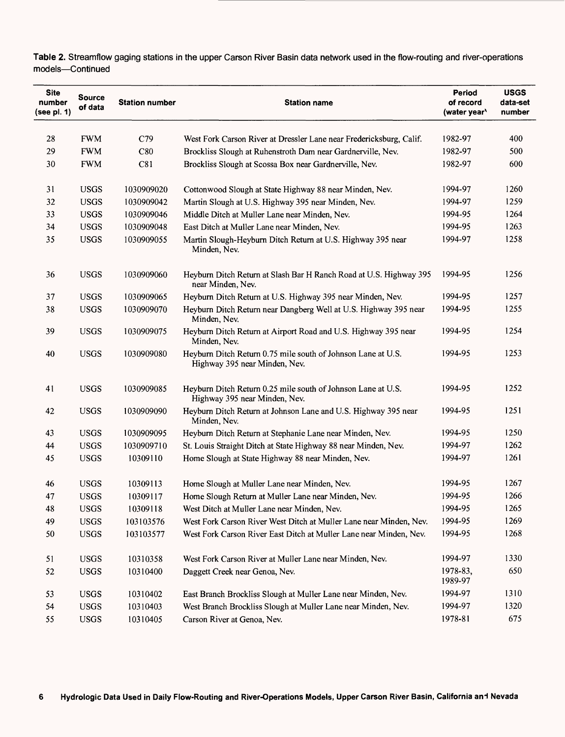**Table 2.** Streamflow gaging stations in the upper Carson River Basin data network used in the flow-routing and river-operations models—Continued

| Site number (see pl. 1) | Source of data | Station number | Station name | Period of record (water year[1]) | USGS data-set number |
|---|---|---|---|---|---|
| 28 | FWM | C79 | West Fork Carson River at Dressler Lane near Fredericksburg, Calif. | 1982-97 | 400 |
| 29 | FWM | C80 | Brockliss Slough at Ruhenstroth Dam near Gardnerville, Nev. | 1982-97 | 500 |
| 30 | FWM | C81 | Brockliss Slough at Scossa Box near Gardnerville, Nev. | 1982-97 | 600 |
| 31 | USGS | 1030909020 | Cottonwood Slough at State Highway 88 near Minden, Nev. | 1994-97 | 1260 |
| 32 | USGS | 1030909042 | Martin Slough at U.S. Highway 395 near Minden, Nev. | 1994-97 | 1259 |
| 33 | USGS | 1030909046 | Middle Ditch at Muller Lane near Minden, Nev. | 1994-95 | 1264 |
| 34 | USGS | 1030909048 | East Ditch at Muller Lane near Minden, Nev. | 1994-95 | 1263 |
| 35 | USGS | 1030909055 | Martin Slough-Heyburn Ditch Return at U.S. Highway 395 near Minden, Nev. | 1994-97 | 1258 |
| 36 | USGS | 1030909060 | Heyburn Ditch Return at Slash Bar H Ranch Road at U.S. Highway 395 near Minden, Nev. | 1994-95 | 1256 |
| 37 | USGS | 1030909065 | Heyburn Ditch Return at U.S. Highway 395 near Minden, Nev. | 1994-95 | 1257 |
| 38 | USGS | 1030909070 | Heyburn Ditch Return near Dangberg Well at U.S. Highway 395 near Minden, Nev. | 1994-95 | 1255 |
| 39 | USGS | 1030909075 | Heyburn Ditch Return at Airport Road and U.S. Highway 395 near Minden, Nev. | 1994-95 | 1254 |
| 40 | USGS | 1030909080 | Heyburn Ditch Return 0.75 mile south of Johnson Lane at U.S. Highway 395 near Minden, Nev. | 1994-95 | 1253 |
| 41 | USGS | 1030909085 | Heyburn Ditch Return 0.25 mile south of Johnson Lane at U.S. Highway 395 near Minden, Nev. | 1994-95 | 1252 |
| 42 | USGS | 1030909090 | Heyburn Ditch Return at Johnson Lane and U.S. Highway 395 near Minden, Nev. | 1994-95 | 1251 |
| 43 | USGS | 1030909095 | Heyburn Ditch Return at Stephanie Lane near Minden, Nev. | 1994-95 | 1250 |
| 44 | USGS | 1030909710 | St. Louis Straight Ditch at State Highway 88 near Minden, Nev. | 1994-97 | 1262 |
| 45 | USGS | 10309110 | Home Slough at State Highway 88 near Minden, Nev. | 1994-97 | 1261 |
| 46 | USGS | 10309113 | Home Slough at Muller Lane near Minden, Nev. | 1994-95 | 1267 |
| 47 | USGS | 10309117 | Home Slough Return at Muller Lane near Minden, Nev. | 1994-95 | 1266 |
| 48 | USGS | 10309118 | West Ditch at Muller Lane near Minden, Nev. | 1994-95 | 1265 |
| 49 | USGS | 103103576 | West Fork Carson River West Ditch at Muller Lane near Minden, Nev. | 1994-95 | 1269 |
| 50 | USGS | 103103577 | West Fork Carson River East Ditch at Muller Lane near Minden, Nev. | 1994-95 | 1268 |
| 51 | USGS | 10310358 | West Fork Carson River at Muller Lane near Minden, Nev. | 1994-97 | 1330 |
| 52 | USGS | 10310400 | Daggett Creek near Genoa, Nev. | 1978-83, 1989-97 | 650 |
| 53 | USGS | 10310402 | East Branch Brockliss Slough at Muller Lane near Minden, Nev. | 1994-97 | 1310 |
| 54 | USGS | 10310403 | West Branch Brockliss Slough at Muller Lane near Minden, Nev. | 1994-97 | 1320 |
| 55 | USGS | 10310405 | Carson River at Genoa, Nev. | 1978-81 | 675 |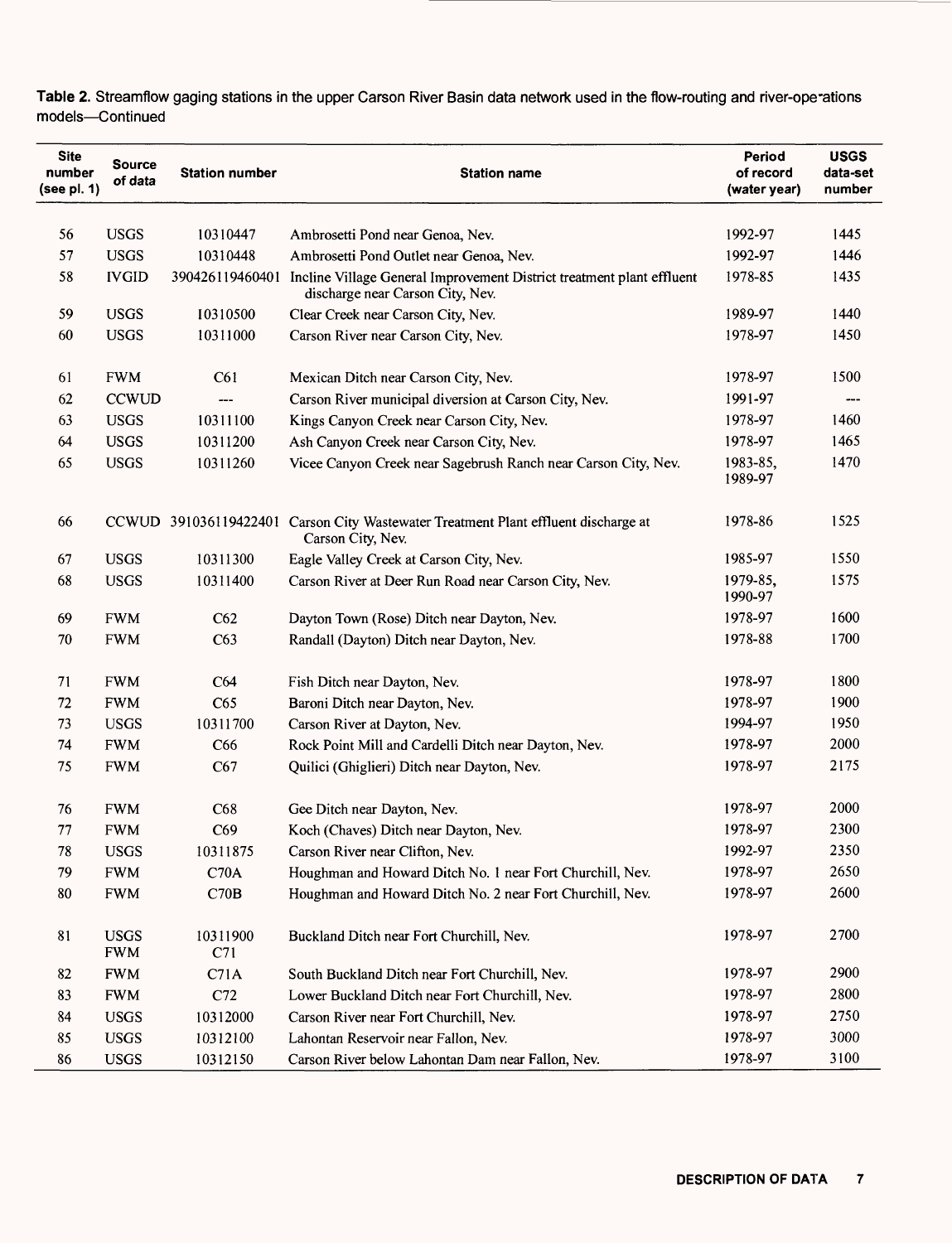**Table 2.** Streamflow gaging stations in the upper Carson River Basin data network used in the flow-routing and river-operations models—Continued

| Site number (see pl. 1) | Source of data | Station number | Station name | Period of record (water year) | USGS data-set number |
|---|---|---|---|---|---|
| 56 | USGS | 10310447 | Ambrosetti Pond near Genoa, Nev. | 1992-97 | 1445 |
| 57 | USGS | 10310448 | Ambrosetti Pond Outlet near Genoa, Nev. | 1992-97 | 1446 |
| 58 | IVGID | 390426119460401 | Incline Village General Improvement District treatment plant effluent discharge near Carson City, Nev. | 1978-85 | 1435 |
| 59 | USGS | 10310500 | Clear Creek near Carson City, Nev. | 1989-97 | 1440 |
| 60 | USGS | 10311000 | Carson River near Carson City, Nev. | 1978-97 | 1450 |
| 61 | FWM | C61 | Mexican Ditch near Carson City, Nev. | 1978-97 | 1500 |
| 62 | CCWUD | --- | Carson River municipal diversion at Carson City, Nev. | 1991-97 | --- |
| 63 | USGS | 10311100 | Kings Canyon Creek near Carson City, Nev. | 1978-97 | 1460 |
| 64 | USGS | 10311200 | Ash Canyon Creek near Carson City, Nev. | 1978-97 | 1465 |
| 65 | USGS | 10311260 | Vicee Canyon Creek near Sagebrush Ranch near Carson City, Nev. | 1983-85, 1989-97 | 1470 |
| 66 | CCWUD | 391036119422401 | Carson City Wastewater Treatment Plant effluent discharge at Carson City, Nev. | 1978-86 | 1525 |
| 67 | USGS | 10311300 | Eagle Valley Creek at Carson City, Nev. | 1985-97 | 1550 |
| 68 | USGS | 10311400 | Carson River at Deer Run Road near Carson City, Nev. | 1979-85, 1990-97 | 1575 |
| 69 | FWM | C62 | Dayton Town (Rose) Ditch near Dayton, Nev. | 1978-97 | 1600 |
| 70 | FWM | C63 | Randall (Dayton) Ditch near Dayton, Nev. | 1978-88 | 1700 |
| 71 | FWM | C64 | Fish Ditch near Dayton, Nev. | 1978-97 | 1800 |
| 72 | FWM | C65 | Baroni Ditch near Dayton, Nev. | 1978-97 | 1900 |
| 73 | USGS | 10311700 | Carson River at Dayton, Nev. | 1994-97 | 1950 |
| 74 | FWM | C66 | Rock Point Mill and Cardelli Ditch near Dayton, Nev. | 1978-97 | 2000 |
| 75 | FWM | C67 | Quilici (Ghiglieri) Ditch near Dayton, Nev. | 1978-97 | 2175 |
| 76 | FWM | C68 | Gee Ditch near Dayton, Nev. | 1978-97 | 2000 |
| 77 | FWM | C69 | Koch (Chaves) Ditch near Dayton, Nev. | 1978-97 | 2300 |
| 78 | USGS | 10311875 | Carson River near Clifton, Nev. | 1992-97 | 2350 |
| 79 | FWM | C70A | Houghman and Howard Ditch No. 1 near Fort Churchill, Nev. | 1978-97 | 2650 |
| 80 | FWM | C70B | Houghman and Howard Ditch No. 2 near Fort Churchill, Nev. | 1978-97 | 2600 |
| 81 | USGS FWM | 10311900 C71 | Buckland Ditch near Fort Churchill, Nev. | 1978-97 | 2700 |
| 82 | FWM | C71A | South Buckland Ditch near Fort Churchill, Nev. | 1978-97 | 2900 |
| 83 | FWM | C72 | Lower Buckland Ditch near Fort Churchill, Nev. | 1978-97 | 2800 |
| 84 | USGS | 10312000 | Carson River near Fort Churchill, Nev. | 1978-97 | 2750 |
| 85 | USGS | 10312100 | Lahontan Reservoir near Fallon, Nev. | 1978-97 | 3000 |
| 86 | USGS | 10312150 | Carson River below Lahontan Dam near Fallon, Nev. | 1978-97 | 3100 |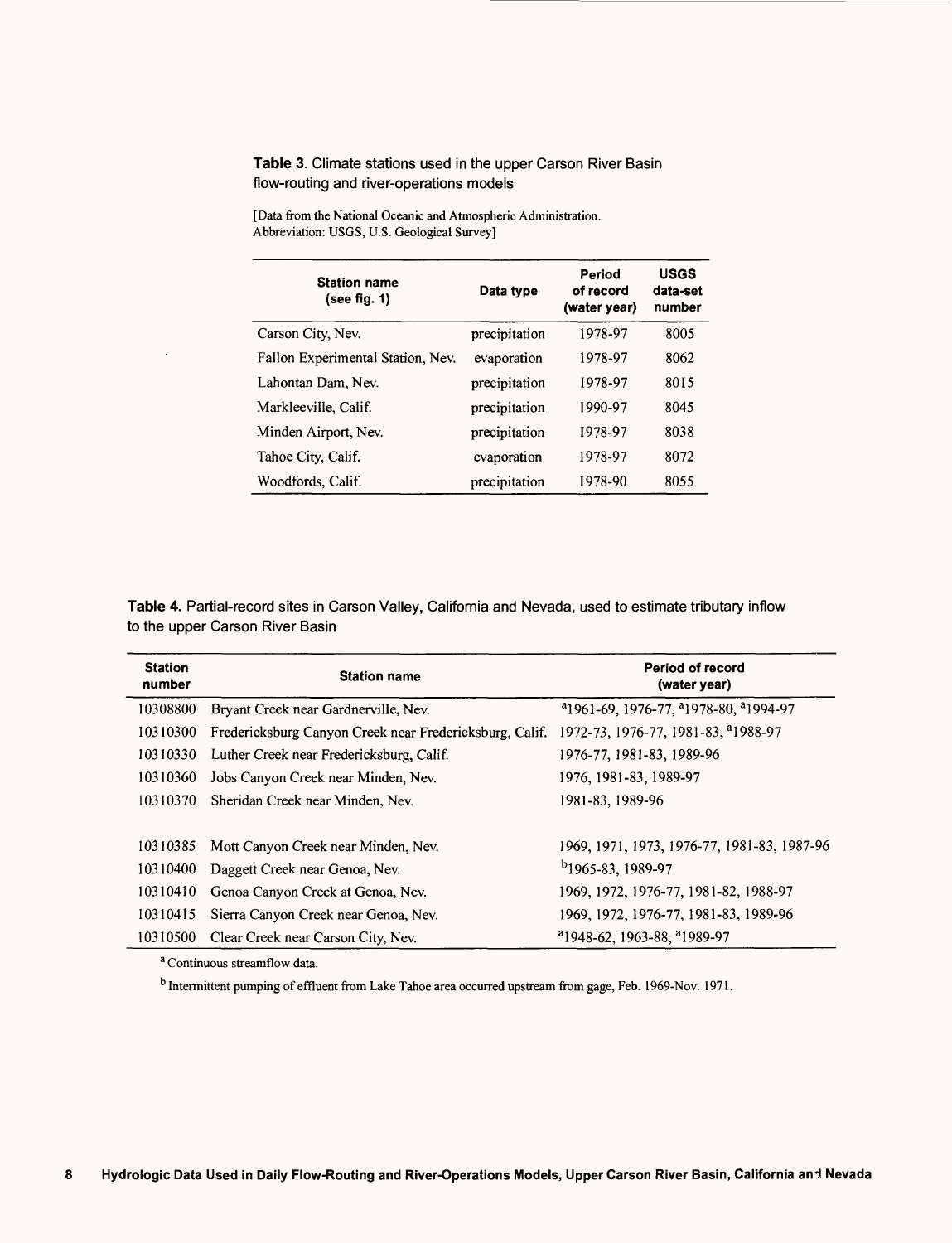**Table 3.** Climate stations used in the upper Carson River Basin flow-routing and river-operations models

[Data from the National Oceanic and Atmospheric Administration. Abbreviation: USGS, U.S. Geological Survey]

| Station name (see fig. 1) | Data type | Period of record (water year) | USGS data-set number |
|---|---|---|---|
| Carson City, Nev. | precipitation | 1978-97 | 8005 |
| Fallon Experimental Station, Nev. | evaporation | 1978-97 | 8062 |
| Lahontan Dam, Nev. | precipitation | 1978-97 | 8015 |
| Markleeville, Calif. | precipitation | 1990-97 | 8045 |
| Minden Airport, Nev. | precipitation | 1978-97 | 8038 |
| Tahoe City, Calif. | evaporation | 1978-97 | 8072 |
| Woodfords, Calif. | precipitation | 1978-90 | 8055 |

**Table 4.** Partial-record sites in Carson Valley, California and Nevada, used to estimate tributary inflow to the upper Carson River Basin

| Station number | Station name | Period of record (water year) |
|---|---|---|
| 10308800 | Bryant Creek near Gardnerville, Nev. | [a]1961-69, 1976-77, [a]1978-80, [a]1994-97 |
| 10310300 | Fredericksburg Canyon Creek near Fredericksburg, Calif. | 1972-73, 1976-77, 1981-83, [a]1988-97 |
| 10310330 | Luther Creek near Fredericksburg, Calif. | 1976-77, 1981-83, 1989-96 |
| 10310360 | Jobs Canyon Creek near Minden, Nev. | 1976, 1981-83, 1989-97 |
| 10310370 | Sheridan Creek near Minden, Nev. | 1981-83, 1989-96 |
| 10310385 | Mott Canyon Creek near Minden, Nev. | 1969, 1971, 1973, 1976-77, 1981-83, 1987-96 |
| 10310400 | Daggett Creek near Genoa, Nev. | [b]1965-83, 1989-97 |
| 10310410 | Genoa Canyon Creek at Genoa, Nev. | 1969, 1972, 1976-77, 1981-82, 1988-97 |
| 10310415 | Sierra Canyon Creek near Genoa, Nev. | 1969, 1972, 1976-77, 1981-83, 1989-96 |
| 10310500 | Clear Creek near Carson City, Nev. | [a]1948-62, 1963-88, [a]1989-97 |

[a] Continuous streamflow data.

[b] Intermittent pumping of effluent from Lake Tahoe area occurred upstream from gage, Feb. 1969-Nov. 1971.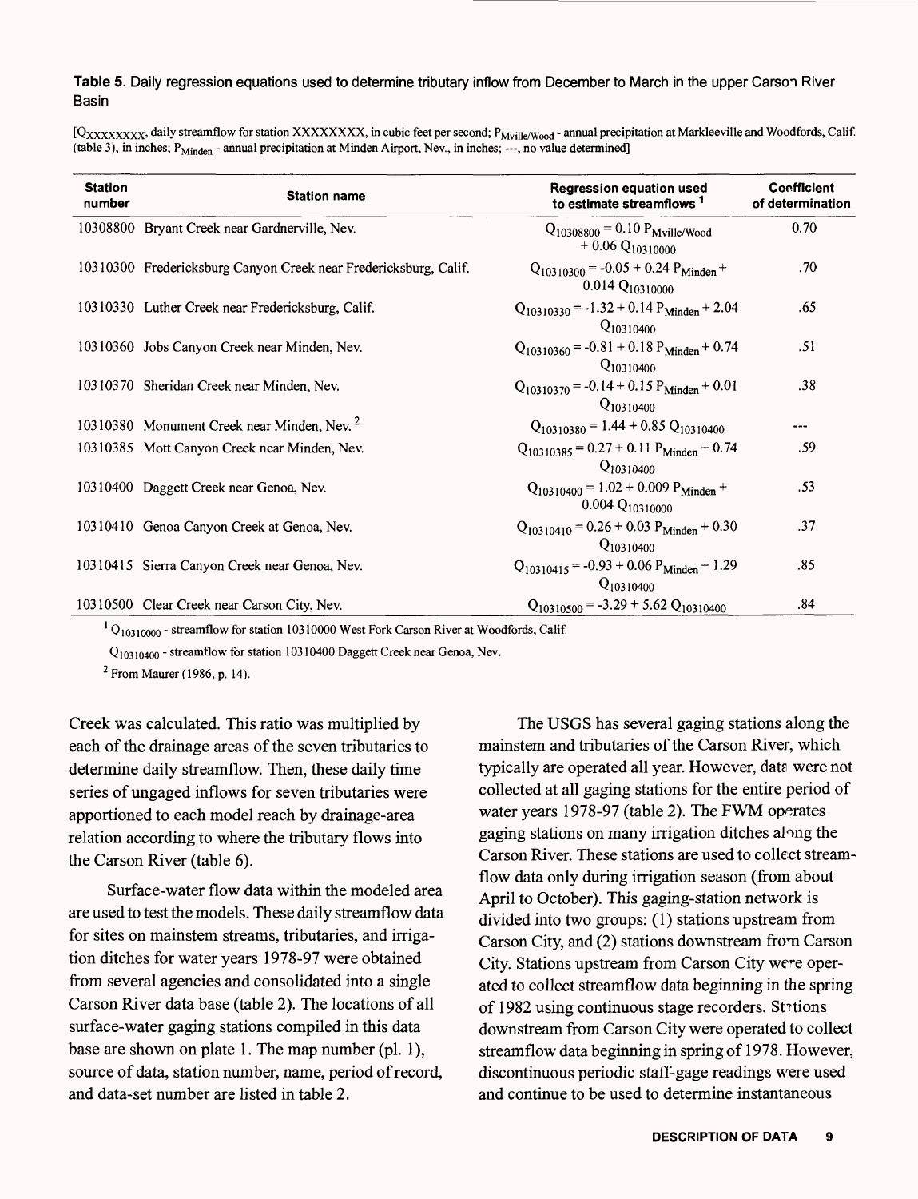**Table 5.** Daily regression equations used to determine tributary inflow from December to March in the upper Carson River Basin

[$Q_{XXXXXXXX}$, daily streamflow for station XXXXXXXX, in cubic feet per second; $P_{Mville/Wood}$ - annual precipitation at Markleeville and Woodfords, Calif. (table 3), in inches; $P_{Minden}$ - annual precipitation at Minden Airport, Nev., in inches; ---, no value determined]

| Station number | Station name | Regression equation used to estimate streamflows [1] | Coefficient of determination |
|---|---|---|---|
| 10308800 | Bryant Creek near Gardnerville, Nev. | $Q_{10308800} = 0.10\ P_{Mville/Wood} + 0.06\ Q_{10310000}$ | 0.70 |
| 10310300 | Fredericksburg Canyon Creek near Fredericksburg, Calif. | $Q_{10310300} = -0.05 + 0.24\ P_{Minden} + 0.014\ Q_{10310000}$ | .70 |
| 10310330 | Luther Creek near Fredericksburg, Calif. | $Q_{10310330} = -1.32 + 0.14\ P_{Minden} + 2.04\ Q_{10310400}$ | .65 |
| 10310360 | Jobs Canyon Creek near Minden, Nev. | $Q_{10310360} = -0.81 + 0.18\ P_{Minden} + 0.74\ Q_{10310400}$ | .51 |
| 10310370 | Sheridan Creek near Minden, Nev. | $Q_{10310370} = -0.14 + 0.15\ P_{Minden} + 0.01\ Q_{10310400}$ | .38 |
| 10310380 | Monument Creek near Minden, Nev. [2] | $Q_{10310380} = 1.44 + 0.85\ Q_{10310400}$ | --- |
| 10310385 | Mott Canyon Creek near Minden, Nev. | $Q_{10310385} = 0.27 + 0.11\ P_{Minden} + 0.74\ Q_{10310400}$ | .59 |
| 10310400 | Daggett Creek near Genoa, Nev. | $Q_{10310400} = 1.02 + 0.009\ P_{Minden} + 0.004\ Q_{10310000}$ | .53 |
| 10310410 | Genoa Canyon Creek at Genoa, Nev. | $Q_{10310410} = 0.26 + 0.03\ P_{Minden} + 0.30\ Q_{10310400}$ | .37 |
| 10310415 | Sierra Canyon Creek near Genoa, Nev. | $Q_{10310415} = -0.93 + 0.06\ P_{Minden} + 1.29\ Q_{10310400}$ | .85 |
| 10310500 | Clear Creek near Carson City, Nev. | $Q_{10310500} = -3.29 + 5.62\ Q_{10310400}$ | .84 |

[1] $Q_{10310000}$ - streamflow for station 10310000 West Fork Carson River at Woodfords, Calif.

$Q_{10310400}$ - streamflow for station 10310400 Daggett Creek near Genoa, Nev.

[2] From Maurer (1986, p. 14).

Creek was calculated. This ratio was multiplied by each of the drainage areas of the seven tributaries to determine daily streamflow. Then, these daily time series of ungaged inflows for seven tributaries were apportioned to each model reach by drainage-area relation according to where the tributary flows into the Carson River (table 6).

Surface-water flow data within the modeled area are used to test the models. These daily streamflow data for sites on mainstem streams, tributaries, and irrigation ditches for water years 1978-97 were obtained from several agencies and consolidated into a single Carson River data base (table 2). The locations of all surface-water gaging stations compiled in this data base are shown on plate 1. The map number (pl. 1), source of data, station number, name, period of record, and data-set number are listed in table 2.

The USGS has several gaging stations along the mainstem and tributaries of the Carson River, which typically are operated all year. However, data were not collected at all gaging stations for the entire period of water years 1978-97 (table 2). The FWM operates gaging stations on many irrigation ditches along the Carson River. These stations are used to collect streamflow data only during irrigation season (from about April to October). This gaging-station network is divided into two groups: (1) stations upstream from Carson City, and (2) stations downstream from Carson City. Stations upstream from Carson City were operated to collect streamflow data beginning in the spring of 1982 using continuous stage recorders. Stations downstream from Carson City were operated to collect streamflow data beginning in spring of 1978. However, discontinuous periodic staff-gage readings were used and continue to be used to determine instantaneous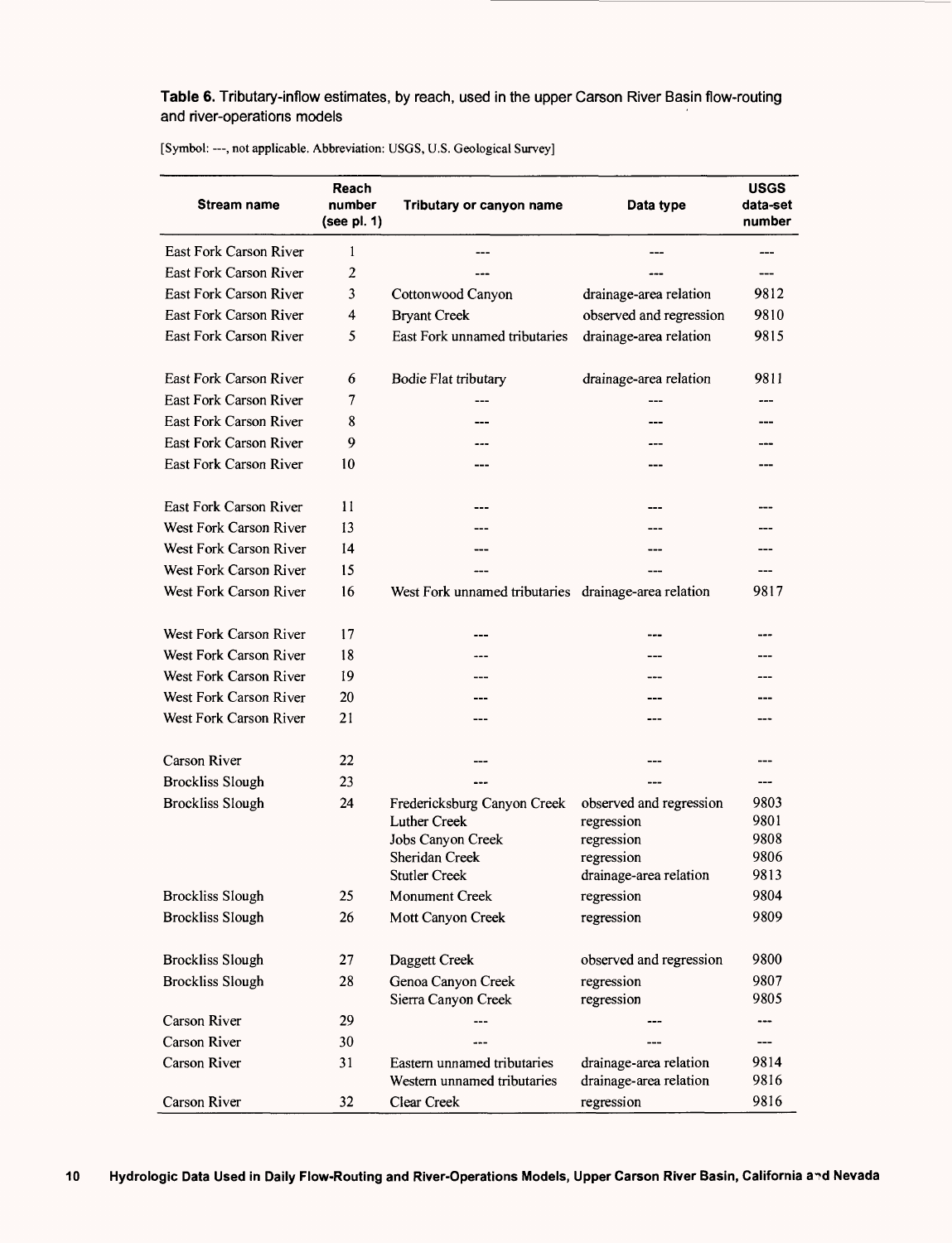**Table 6.** Tributary-inflow estimates, by reach, used in the upper Carson River Basin flow-routing and river-operations models

[Symbol: ---, not applicable. Abbreviation: USGS, U.S. Geological Survey]

| Stream name | Reach number (see pl. 1) | Tributary or canyon name | Data type | USGS data-set number |
|---|---|---|---|---|
| East Fork Carson River | 1 | --- | --- | --- |
| East Fork Carson River | 2 | --- | --- | --- |
| East Fork Carson River | 3 | Cottonwood Canyon | drainage-area relation | 9812 |
| East Fork Carson River | 4 | Bryant Creek | observed and regression | 9810 |
| East Fork Carson River | 5 | East Fork unnamed tributaries | drainage-area relation | 9815 |
| East Fork Carson River | 6 | Bodie Flat tributary | drainage-area relation | 9811 |
| East Fork Carson River | 7 | --- | --- | --- |
| East Fork Carson River | 8 | --- | --- | --- |
| East Fork Carson River | 9 | --- | --- | --- |
| East Fork Carson River | 10 | --- | --- | --- |
| East Fork Carson River | 11 | --- | --- | --- |
| West Fork Carson River | 13 | --- | --- | --- |
| West Fork Carson River | 14 | --- | --- | --- |
| West Fork Carson River | 15 | --- | --- | --- |
| West Fork Carson River | 16 | West Fork unnamed tributaries | drainage-area relation | 9817 |
| West Fork Carson River | 17 | --- | --- | --- |
| West Fork Carson River | 18 | --- | --- | --- |
| West Fork Carson River | 19 | --- | --- | --- |
| West Fork Carson River | 20 | --- | --- | --- |
| West Fork Carson River | 21 | --- | --- | --- |
| Carson River | 22 | --- | --- | --- |
| Brockliss Slough | 23 | --- | --- | --- |
| Brockliss Slough | 24 | Fredericksburg Canyon Creek | observed and regression | 9803 |
| | | Luther Creek | regression | 9801 |
| | | Jobs Canyon Creek | regression | 9808 |
| | | Sheridan Creek | regression | 9806 |
| | | Stutler Creek | drainage-area relation | 9813 |
| Brockliss Slough | 25 | Monument Creek | regression | 9804 |
| Brockliss Slough | 26 | Mott Canyon Creek | regression | 9809 |
| Brockliss Slough | 27 | Daggett Creek | observed and regression | 9800 |
| Brockliss Slough | 28 | Genoa Canyon Creek | regression | 9807 |
| | | Sierra Canyon Creek | regression | 9805 |
| Carson River | 29 | --- | --- | --- |
| Carson River | 30 | --- | --- | --- |
| Carson River | 31 | Eastern unnamed tributaries | drainage-area relation | 9814 |
| | | Western unnamed tributaries | drainage-area relation | 9816 |
| Carson River | 32 | Clear Creek | regression | 9816 |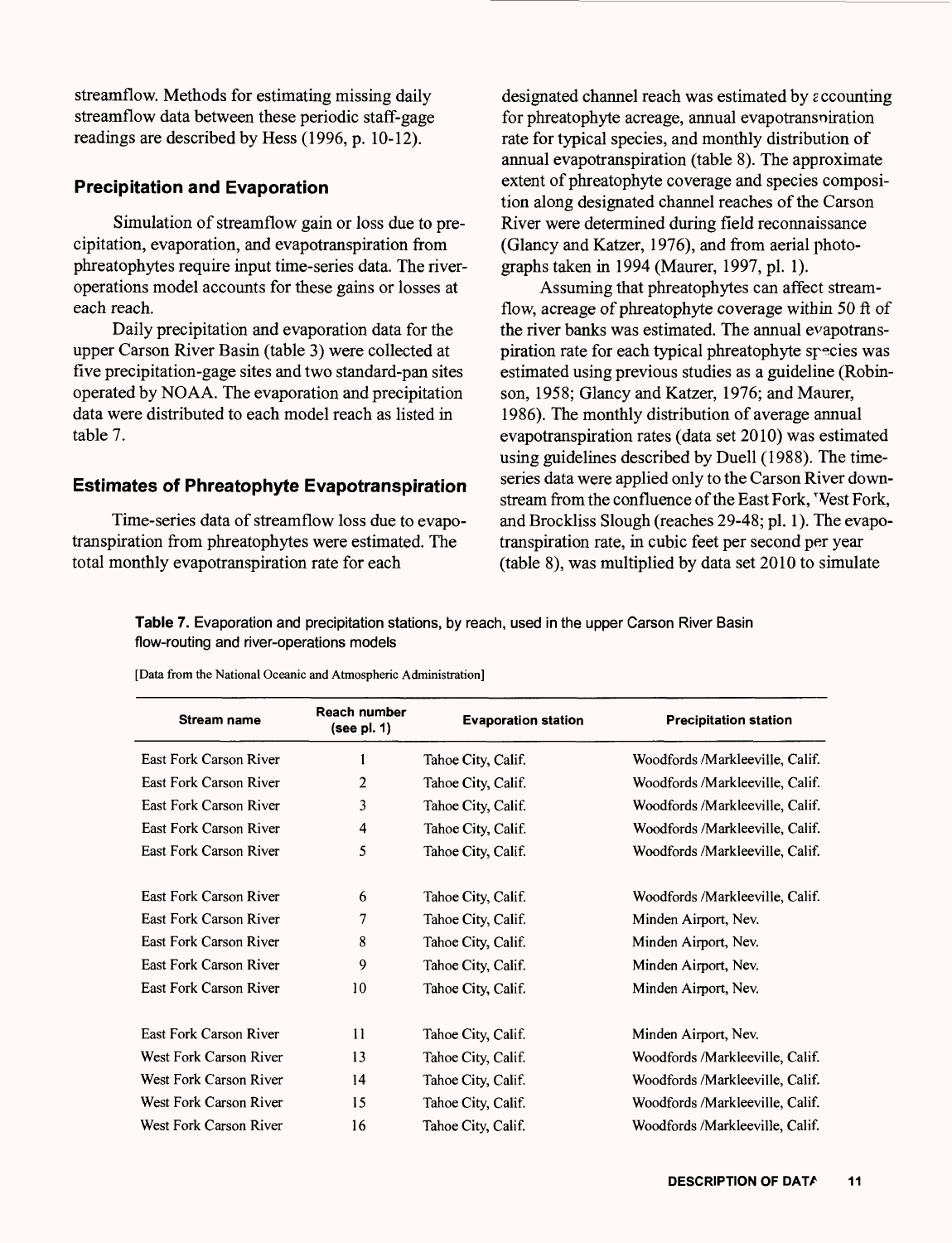streamflow. Methods for estimating missing daily streamflow data between these periodic staff-gage readings are described by Hess (1996, p. 10-12).

### Precipitation and Evaporation

Simulation of streamflow gain or loss due to precipitation, evaporation, and evapotranspiration from phreatophytes require input time-series data. The river-operations model accounts for these gains or losses at each reach.

Daily precipitation and evaporation data for the upper Carson River Basin (table 3) were collected at five precipitation-gage sites and two standard-pan sites operated by NOAA. The evaporation and precipitation data were distributed to each model reach as listed in table 7.

### Estimates of Phreatophyte Evapotranspiration

Time-series data of streamflow loss due to evapotranspiration from phreatophytes were estimated. The total monthly evapotranspiration rate for each designated channel reach was estimated by accounting for phreatophyte acreage, annual evapotranspiration rate for typical species, and monthly distribution of annual evapotranspiration (table 8). The approximate extent of phreatophyte coverage and species composition along designated channel reaches of the Carson River were determined during field reconnaissance (Glancy and Katzer, 1976), and from aerial photographs taken in 1994 (Maurer, 1997, pl. 1).

Assuming that phreatophytes can affect streamflow, acreage of phreatophyte coverage within 50 ft of the river banks was estimated. The annual evapotranspiration rate for each typical phreatophyte species was estimated using previous studies as a guideline (Robinson, 1958; Glancy and Katzer, 1976; and Maurer, 1986). The monthly distribution of average annual evapotranspiration rates (data set 2010) was estimated using guidelines described by Duell (1988). The time-series data were applied only to the Carson River downstream from the confluence of the East Fork, West Fork, and Brockliss Slough (reaches 29-48; pl. 1). The evapotranspiration rate, in cubic feet per second per year (table 8), was multiplied by data set 2010 to simulate

**Table 7.** Evaporation and precipitation stations, by reach, used in the upper Carson River Basin flow-routing and river-operations models

[Data from the National Oceanic and Atmospheric Administration]

| Stream name | Reach number (see pl. 1) | Evaporation station | Precipitation station |
|---|---|---|---|
| East Fork Carson River | 1 | Tahoe City, Calif. | Woodfords /Markleeville, Calif. |
| East Fork Carson River | 2 | Tahoe City, Calif. | Woodfords /Markleeville, Calif. |
| East Fork Carson River | 3 | Tahoe City, Calif. | Woodfords /Markleeville, Calif. |
| East Fork Carson River | 4 | Tahoe City, Calif. | Woodfords /Markleeville, Calif. |
| East Fork Carson River | 5 | Tahoe City, Calif. | Woodfords /Markleeville, Calif. |
| East Fork Carson River | 6 | Tahoe City, Calif. | Woodfords /Markleeville, Calif. |
| East Fork Carson River | 7 | Tahoe City, Calif. | Minden Airport, Nev. |
| East Fork Carson River | 8 | Tahoe City, Calif. | Minden Airport, Nev. |
| East Fork Carson River | 9 | Tahoe City, Calif. | Minden Airport, Nev. |
| East Fork Carson River | 10 | Tahoe City, Calif. | Minden Airport, Nev. |
| East Fork Carson River | 11 | Tahoe City, Calif. | Minden Airport, Nev. |
| West Fork Carson River | 13 | Tahoe City, Calif. | Woodfords /Markleeville, Calif. |
| West Fork Carson River | 14 | Tahoe City, Calif. | Woodfords /Markleeville, Calif. |
| West Fork Carson River | 15 | Tahoe City, Calif. | Woodfords /Markleeville, Calif. |
| West Fork Carson River | 16 | Tahoe City, Calif. | Woodfords /Markleeville, Calif. |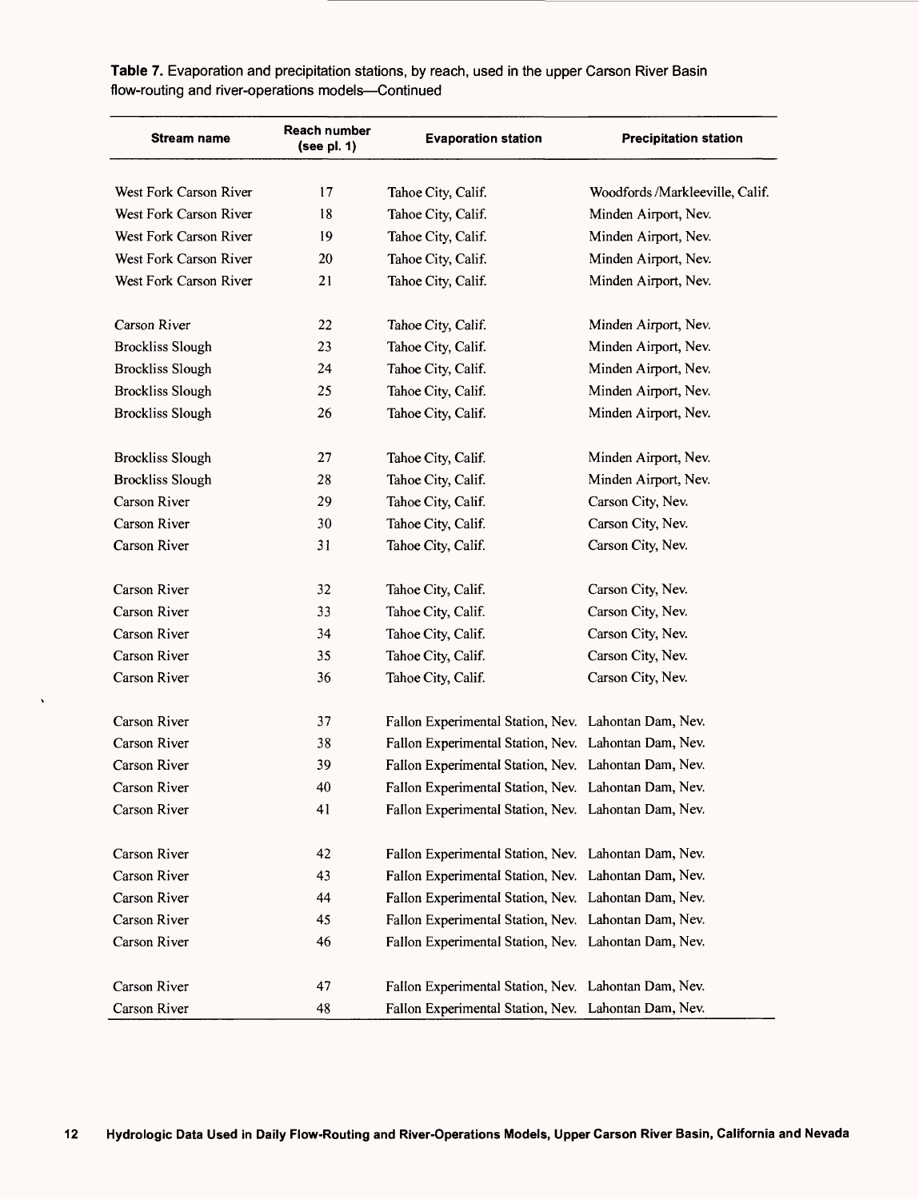**Table 7.** Evaporation and precipitation stations, by reach, used in the upper Carson River Basin flow-routing and river-operations models—Continued

| Stream name | Reach number (see pl. 1) | Evaporation station | Precipitation station |
|---|---|---|---|
| West Fork Carson River | 17 | Tahoe City, Calif. | Woodfords /Markleeville, Calif. |
| West Fork Carson River | 18 | Tahoe City, Calif. | Minden Airport, Nev. |
| West Fork Carson River | 19 | Tahoe City, Calif. | Minden Airport, Nev. |
| West Fork Carson River | 20 | Tahoe City, Calif. | Minden Airport, Nev. |
| West Fork Carson River | 21 | Tahoe City, Calif. | Minden Airport, Nev. |
| Carson River | 22 | Tahoe City, Calif. | Minden Airport, Nev. |
| Brockliss Slough | 23 | Tahoe City, Calif. | Minden Airport, Nev. |
| Brockliss Slough | 24 | Tahoe City, Calif. | Minden Airport, Nev. |
| Brockliss Slough | 25 | Tahoe City, Calif. | Minden Airport, Nev. |
| Brockliss Slough | 26 | Tahoe City, Calif. | Minden Airport, Nev. |
| Brockliss Slough | 27 | Tahoe City, Calif. | Minden Airport, Nev. |
| Brockliss Slough | 28 | Tahoe City, Calif. | Minden Airport, Nev. |
| Carson River | 29 | Tahoe City, Calif. | Carson City, Nev. |
| Carson River | 30 | Tahoe City, Calif. | Carson City, Nev. |
| Carson River | 31 | Tahoe City, Calif. | Carson City, Nev. |
| Carson River | 32 | Tahoe City, Calif. | Carson City, Nev. |
| Carson River | 33 | Tahoe City, Calif. | Carson City, Nev. |
| Carson River | 34 | Tahoe City, Calif. | Carson City, Nev. |
| Carson River | 35 | Tahoe City, Calif. | Carson City, Nev. |
| Carson River | 36 | Tahoe City, Calif. | Carson City, Nev. |
| Carson River | 37 | Fallon Experimental Station, Nev. | Lahontan Dam, Nev. |
| Carson River | 38 | Fallon Experimental Station, Nev. | Lahontan Dam, Nev. |
| Carson River | 39 | Fallon Experimental Station, Nev. | Lahontan Dam, Nev. |
| Carson River | 40 | Fallon Experimental Station, Nev. | Lahontan Dam, Nev. |
| Carson River | 41 | Fallon Experimental Station, Nev. | Lahontan Dam, Nev. |
| Carson River | 42 | Fallon Experimental Station, Nev. | Lahontan Dam, Nev. |
| Carson River | 43 | Fallon Experimental Station, Nev. | Lahontan Dam, Nev. |
| Carson River | 44 | Fallon Experimental Station, Nev. | Lahontan Dam, Nev. |
| Carson River | 45 | Fallon Experimental Station, Nev. | Lahontan Dam, Nev. |
| Carson River | 46 | Fallon Experimental Station, Nev. | Lahontan Dam, Nev. |
| Carson River | 47 | Fallon Experimental Station, Nev. | Lahontan Dam, Nev. |
| Carson River | 48 | Fallon Experimental Station, Nev. | Lahontan Dam, Nev. |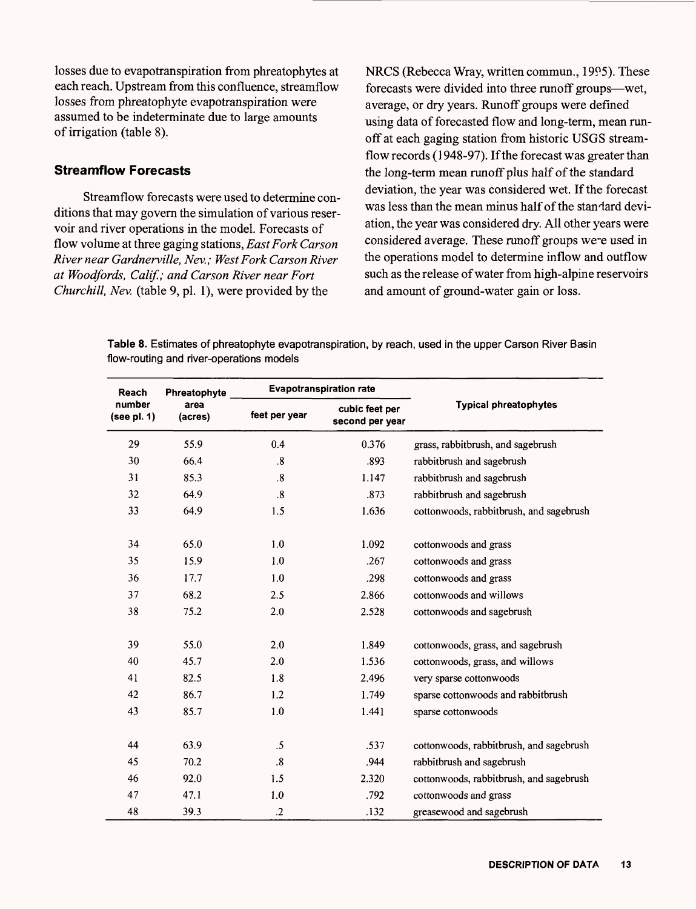losses due to evapotranspiration from phreatophytes at each reach. Upstream from this confluence, streamflow losses from phreatophyte evapotranspiration were assumed to be indeterminate due to large amounts of irrigation (table 8).

## Streamflow Forecasts

Streamflow forecasts were used to determine conditions that may govern the simulation of various reservoir and river operations in the model. Forecasts of flow volume at three gaging stations, *East Fork Carson River near Gardnerville, Nev.; West Fork Carson River at Woodfords, Calif.; and Carson River near Fort Churchill, Nev.* (table 9, pl. 1), were provided by the NRCS (Rebecca Wray, written commun., 1995). These forecasts were divided into three runoff groups—wet, average, or dry years. Runoff groups were defined using data of forecasted flow and long-term, mean runoff at each gaging station from historic USGS streamflow records (1948-97). If the forecast was greater than the long-term mean runoff plus half of the standard deviation, the year was considered wet. If the forecast was less than the mean minus half of the standard deviation, the year was considered dry. All other years were considered average. These runoff groups were used in the operations model to determine inflow and outflow such as the release of water from high-alpine reservoirs and amount of ground-water gain or loss.

**Table 8.** Estimates of phreatophyte evapotranspiration, by reach, used in the upper Carson River Basin flow-routing and river-operations models

| Reach number (see pl. 1) | Phreatophyte area (acres) | Evapotranspiration rate | | Typical phreatophytes |
|---|---|---|---|---|
| | | feet per year | cubic feet per second per year | |
| 29 | 55.9 | 0.4 | 0.376 | grass, rabbitbrush, and sagebrush |
| 30 | 66.4 | .8 | .893 | rabbitbrush and sagebrush |
| 31 | 85.3 | .8 | 1.147 | rabbitbrush and sagebrush |
| 32 | 64.9 | .8 | .873 | rabbitbrush and sagebrush |
| 33 | 64.9 | 1.5 | 1.636 | cottonwoods, rabbitbrush, and sagebrush |
| 34 | 65.0 | 1.0 | 1.092 | cottonwoods and grass |
| 35 | 15.9 | 1.0 | .267 | cottonwoods and grass |
| 36 | 17.7 | 1.0 | .298 | cottonwoods and grass |
| 37 | 68.2 | 2.5 | 2.866 | cottonwoods and willows |
| 38 | 75.2 | 2.0 | 2.528 | cottonwoods and sagebrush |
| 39 | 55.0 | 2.0 | 1.849 | cottonwoods, grass, and sagebrush |
| 40 | 45.7 | 2.0 | 1.536 | cottonwoods, grass, and willows |
| 41 | 82.5 | 1.8 | 2.496 | very sparse cottonwoods |
| 42 | 86.7 | 1.2 | 1.749 | sparse cottonwoods and rabbitbrush |
| 43 | 85.7 | 1.0 | 1.441 | sparse cottonwoods |
| 44 | 63.9 | .5 | .537 | cottonwoods, rabbitbrush, and sagebrush |
| 45 | 70.2 | .8 | .944 | rabbitbrush and sagebrush |
| 46 | 92.0 | 1.5 | 2.320 | cottonwoods, rabbitbrush, and sagebrush |
| 47 | 47.1 | 1.0 | .792 | cottonwoods and grass |
| 48 | 39.3 | .2 | .132 | greasewood and sagebrush |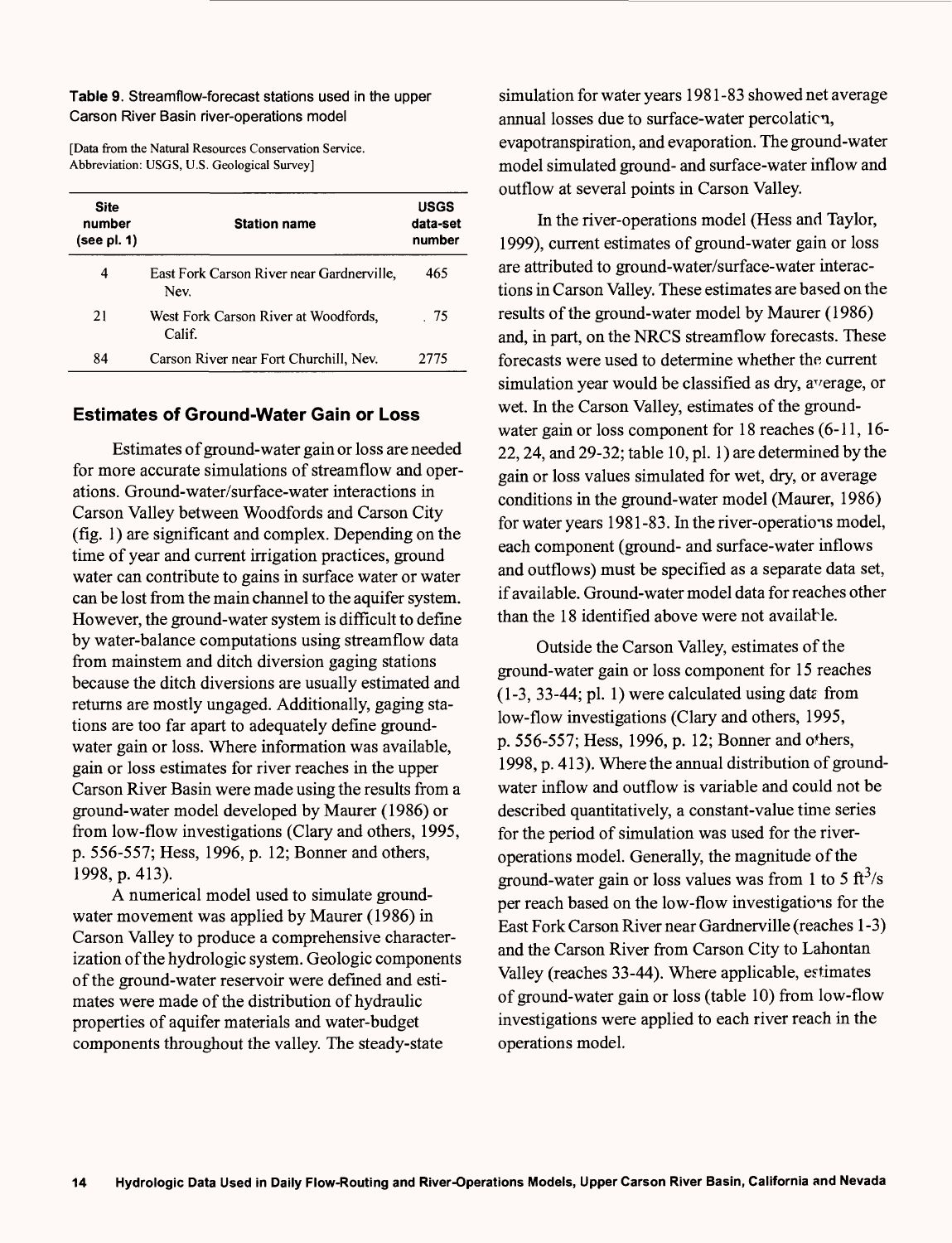**Table 9.** Streamflow-forecast stations used in the upper Carson River Basin river-operations model

[Data from the Natural Resources Conservation Service. Abbreviation: USGS, U.S. Geological Survey]

| Site number (see pl. 1) | Station name | USGS data-set number |
|---|---|---|
| 4 | East Fork Carson River near Gardnerville, Nev. | 465 |
| 21 | West Fork Carson River at Woodfords, Calif. | 75 |
| 84 | Carson River near Fort Churchill, Nev. | 2775 |

## Estimates of Ground-Water Gain or Loss

Estimates of ground-water gain or loss are needed for more accurate simulations of streamflow and operations. Ground-water/surface-water interactions in Carson Valley between Woodfords and Carson City (fig. 1) are significant and complex. Depending on the time of year and current irrigation practices, ground water can contribute to gains in surface water or water can be lost from the main channel to the aquifer system. However, the ground-water system is difficult to define by water-balance computations using streamflow data from mainstem and ditch diversion gaging stations because the ditch diversions are usually estimated and returns are mostly ungaged. Additionally, gaging stations are too far apart to adequately define ground-water gain or loss. Where information was available, gain or loss estimates for river reaches in the upper Carson River Basin were made using the results from a ground-water model developed by Maurer (1986) or from low-flow investigations (Clary and others, 1995, p. 556-557; Hess, 1996, p. 12; Bonner and others, 1998, p. 413).

A numerical model used to simulate ground-water movement was applied by Maurer (1986) in Carson Valley to produce a comprehensive characterization of the hydrologic system. Geologic components of the ground-water reservoir were defined and estimates were made of the distribution of hydraulic properties of aquifer materials and water-budget components throughout the valley. The steady-state simulation for water years 1981-83 showed net average annual losses due to surface-water percolation, evapotranspiration, and evaporation. The ground-water model simulated ground- and surface-water inflow and outflow at several points in Carson Valley.

In the river-operations model (Hess and Taylor, 1999), current estimates of ground-water gain or loss are attributed to ground-water/surface-water interactions in Carson Valley. These estimates are based on the results of the ground-water model by Maurer (1986) and, in part, on the NRCS streamflow forecasts. These forecasts were used to determine whether the current simulation year would be classified as dry, average, or wet. In the Carson Valley, estimates of the ground-water gain or loss component for 18 reaches (6-11, 16-22, 24, and 29-32; table 10, pl. 1) are determined by the gain or loss values simulated for wet, dry, or average conditions in the ground-water model (Maurer, 1986) for water years 1981-83. In the river-operations model, each component (ground- and surface-water inflows and outflows) must be specified as a separate data set, if available. Ground-water model data for reaches other than the 18 identified above were not available.

Outside the Carson Valley, estimates of the ground-water gain or loss component for 15 reaches (1-3, 33-44; pl. 1) were calculated using data from low-flow investigations (Clary and others, 1995, p. 556-557; Hess, 1996, p. 12; Bonner and others, 1998, p. 413). Where the annual distribution of ground-water inflow and outflow is variable and could not be described quantitatively, a constant-value time series for the period of simulation was used for the river-operations model. Generally, the magnitude of the ground-water gain or loss values was from 1 to 5 $ft^3/s$ per reach based on the low-flow investigations for the East Fork Carson River near Gardnerville (reaches 1-3) and the Carson River from Carson City to Lahontan Valley (reaches 33-44). Where applicable, estimates of ground-water gain or loss (table 10) from low-flow investigations were applied to each river reach in the operations model.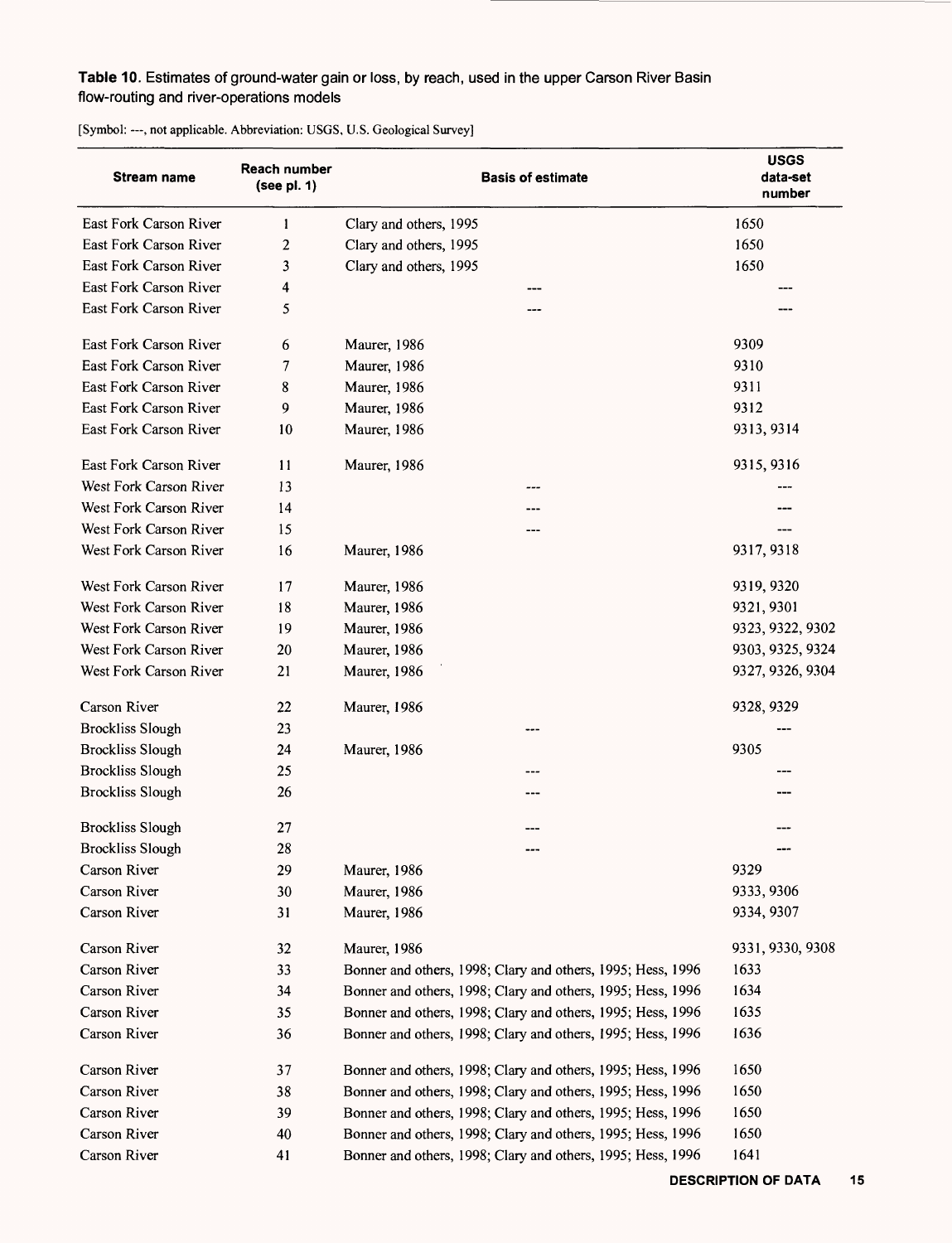**Table 10**. Estimates of ground-water gain or loss, by reach, used in the upper Carson River Basin flow-routing and river-operations models

[Symbol: ---, not applicable. Abbreviation: USGS, U.S. Geological Survey]

| Stream name | Reach number (see pl. 1) | Basis of estimate | USGS data-set number |
|---|---|---|---|
| East Fork Carson River | 1 | Clary and others, 1995 | 1650 |
| East Fork Carson River | 2 | Clary and others, 1995 | 1650 |
| East Fork Carson River | 3 | Clary and others, 1995 | 1650 |
| East Fork Carson River | 4 | --- | --- |
| East Fork Carson River | 5 | --- | --- |
| East Fork Carson River | 6 | Maurer, 1986 | 9309 |
| East Fork Carson River | 7 | Maurer, 1986 | 9310 |
| East Fork Carson River | 8 | Maurer, 1986 | 9311 |
| East Fork Carson River | 9 | Maurer, 1986 | 9312 |
| East Fork Carson River | 10 | Maurer, 1986 | 9313, 9314 |
| East Fork Carson River | 11 | Maurer, 1986 | 9315, 9316 |
| West Fork Carson River | 13 | --- | --- |
| West Fork Carson River | 14 | --- | --- |
| West Fork Carson River | 15 | --- | --- |
| West Fork Carson River | 16 | Maurer, 1986 | 9317, 9318 |
| West Fork Carson River | 17 | Maurer, 1986 | 9319, 9320 |
| West Fork Carson River | 18 | Maurer, 1986 | 9321, 9301 |
| West Fork Carson River | 19 | Maurer, 1986 | 9323, 9322, 9302 |
| West Fork Carson River | 20 | Maurer, 1986 | 9303, 9325, 9324 |
| West Fork Carson River | 21 | Maurer, 1986 | 9327, 9326, 9304 |
| Carson River | 22 | Maurer, 1986 | 9328, 9329 |
| Brockliss Slough | 23 | --- | --- |
| Brockliss Slough | 24 | Maurer, 1986 | 9305 |
| Brockliss Slough | 25 | --- | --- |
| Brockliss Slough | 26 | --- | --- |
| Brockliss Slough | 27 | --- | --- |
| Brockliss Slough | 28 | --- | --- |
| Carson River | 29 | Maurer, 1986 | 9329 |
| Carson River | 30 | Maurer, 1986 | 9333, 9306 |
| Carson River | 31 | Maurer, 1986 | 9334, 9307 |
| Carson River | 32 | Maurer, 1986 | 9331, 9330, 9308 |
| Carson River | 33 | Bonner and others, 1998; Clary and others, 1995; Hess, 1996 | 1633 |
| Carson River | 34 | Bonner and others, 1998; Clary and others, 1995; Hess, 1996 | 1634 |
| Carson River | 35 | Bonner and others, 1998; Clary and others, 1995; Hess, 1996 | 1635 |
| Carson River | 36 | Bonner and others, 1998; Clary and others, 1995; Hess, 1996 | 1636 |
| Carson River | 37 | Bonner and others, 1998; Clary and others, 1995; Hess, 1996 | 1650 |
| Carson River | 38 | Bonner and others, 1998; Clary and others, 1995; Hess, 1996 | 1650 |
| Carson River | 39 | Bonner and others, 1998; Clary and others, 1995; Hess, 1996 | 1650 |
| Carson River | 40 | Bonner and others, 1998; Clary and others, 1995; Hess, 1996 | 1650 |
| Carson River | 41 | Bonner and others, 1998; Clary and others, 1995; Hess, 1996 | 1641 |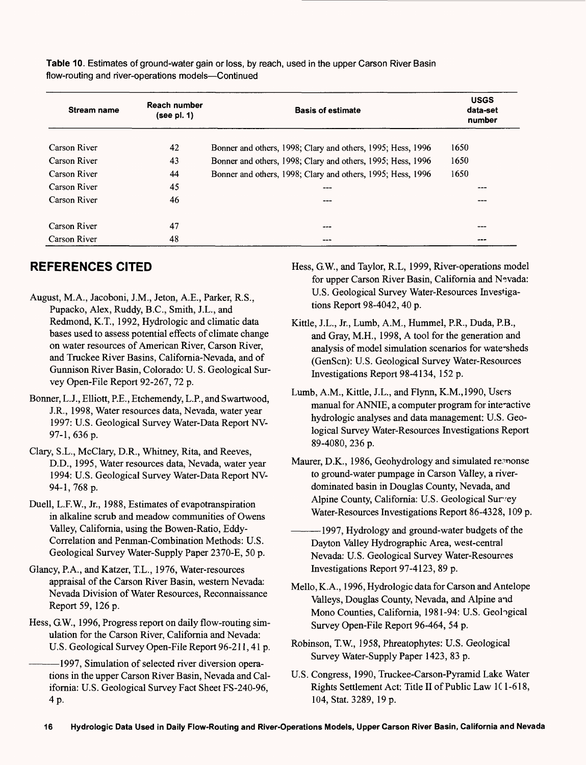**Table 10**. Estimates of ground-water gain or loss, by reach, used in the upper Carson River Basin flow-routing and river-operations models—Continued

| Stream name | Reach number (see pl. 1) | Basis of estimate | USGS data-set number |
|---|---|---|---|
| Carson River | 42 | Bonner and others, 1998; Clary and others, 1995; Hess, 1996 | 1650 |
| Carson River | 43 | Bonner and others, 1998; Clary and others, 1995; Hess, 1996 | 1650 |
| Carson River | 44 | Bonner and others, 1998; Clary and others, 1995; Hess, 1996 | 1650 |
| Carson River | 45 | --- | --- |
| Carson River | 46 | --- | --- |
| Carson River | 47 | --- | --- |
| Carson River | 48 | --- | --- |

## REFERENCES CITED

August, M.A., Jacoboni, J.M., Jeton, A.E., Parker, R.S., Pupacko, Alex, Ruddy, B.C., Smith, J.L., and Redmond, K.T., 1992, Hydrologic and climatic data bases used to assess potential effects of climate change on water resources of American River, Carson River, and Truckee River Basins, California-Nevada, and of Gunnison River Basin, Colorado: U. S. Geological Survey Open-File Report 92-267, 72 p.

Bonner, L.J., Elliott, P.E., Etchemendy, L.P., and Swartwood, J.R., 1998, Water resources data, Nevada, water year 1997: U.S. Geological Survey Water-Data Report NV-97-1, 636 p.

Clary, S.L., McClary, D.R., Whitney, Rita, and Reeves, D.D., 1995, Water resources data, Nevada, water year 1994: U.S. Geological Survey Water-Data Report NV-94-1, 768 p.

Duell, L.F.W., Jr., 1988, Estimates of evapotranspiration in alkaline scrub and meadow communities of Owens Valley, California, using the Bowen-Ratio, Eddy-Correlation and Penman-Combination Methods: U.S. Geological Survey Water-Supply Paper 2370-E, 50 p.

Glancy, P.A., and Katzer, T.L., 1976, Water-resources appraisal of the Carson River Basin, western Nevada: Nevada Division of Water Resources, Reconnaissance Report 59, 126 p.

Hess, G.W., 1996, Progress report on daily flow-routing simulation for the Carson River, California and Nevada: U.S. Geological Survey Open-File Report 96-211, 41 p.

———1997, Simulation of selected river diversion operations in the upper Carson River Basin, Nevada and California: U.S. Geological Survey Fact Sheet FS-240-96, 4 p.

Hess, G.W., and Taylor, R.L, 1999, River-operations model for upper Carson River Basin, California and Nevada: U.S. Geological Survey Water-Resources Investigations Report 98-4042, 40 p.

Kittle, J.L., Jr., Lumb, A.M., Hummel, P.R., Duda, P.B., and Gray, M.H., 1998, A tool for the generation and analysis of model simulation scenarios for watersheds (GenScn): U.S. Geological Survey Water-Resources Investigations Report 98-4134, 152 p.

Lumb, A.M., Kittle, J.L., and Flynn, K.M.,1990, Users manual for ANNIE, a computer program for interactive hydrologic analyses and data management: U.S. Geological Survey Water-Resources Investigations Report 89-4080, 236 p.

Maurer, D.K., 1986, Geohydrology and simulated response to ground-water pumpage in Carson Valley, a river-dominated basin in Douglas County, Nevada, and Alpine County, California: U.S. Geological Survey Water-Resources Investigations Report 86-4328, 109 p.

———1997, Hydrology and ground-water budgets of the Dayton Valley Hydrographic Area, west-central Nevada: U.S. Geological Survey Water-Resources Investigations Report 97-4123, 89 p.

Mello, K.A., 1996, Hydrologic data for Carson and Antelope Valleys, Douglas County, Nevada, and Alpine and Mono Counties, California, 1981-94: U.S. Geological Survey Open-File Report 96-464, 54 p.

Robinson, T.W., 1958, Phreatophytes: U.S. Geological Survey Water-Supply Paper 1423, 83 p.

U.S. Congress, 1990, Truckee-Carson-Pyramid Lake Water Rights Settlement Act: Title II of Public Law 101-618, 104, Stat. 3289, 19 p.